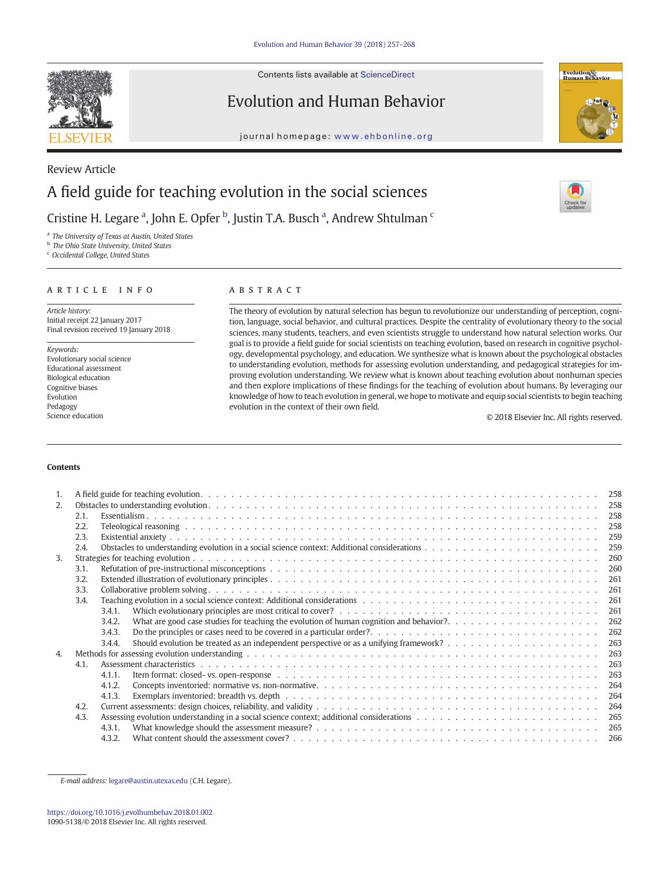Contents lists available at ScienceDirect

Evolution and Human Behavior

journal homepage: www.ehbonline.org

Review Article

# A field guide for teaching evolution in the social sciences

Cristine H. Legare [a], John E. Opfer [b], Justin T.A. Busch [a], Andrew Shtulman [c]

[a] The University of Texas at Austin, United States
[b] The Ohio State University, United States
[c] Occidental College, United States

## ARTICLE INFO

*Article history:*
Initial receipt 22 January 2017
Final revision received 19 January 2018

*Keywords:*
Evolutionary social science
Educational assessment
Biological education
Cognitive biases
Evolution
Pedagogy
Science education

## ABSTRACT

The theory of evolution by natural selection has begun to revolutionize our understanding of perception, cognition, language, social behavior, and cultural practices. Despite the centrality of evolutionary theory to the social sciences, many students, teachers, and even scientists struggle to understand how natural selection works. Our goal is to provide a field guide for social scientists on teaching evolution, based on research in cognitive psychology, developmental psychology, and education. We synthesize what is known about the psychological obstacles to understanding evolution, methods for assessing evolution understanding, and pedagogical strategies for improving evolution understanding. We review what is known about teaching evolution about nonhuman species and then explore implications of these findings for the teaching of evolution about humans. By leveraging our knowledge of how to teach evolution in general, we hope to motivate and equip social scientists to begin teaching evolution in the context of their own field.

© 2018 Elsevier Inc. All rights reserved.

## Contents

1. A field guide for teaching evolution . . . 258
2. Obstacles to understanding evolution . . . 258
   - 2.1. Essentialism . . . 258
   - 2.2. Teleological reasoning . . . 258
   - 2.3. Existential anxiety . . . 259
   - 2.4. Obstacles to understanding evolution in a social science context: Additional considerations . . . 259
3. Strategies for teaching evolution . . . 260
   - 3.1. Refutation of pre-instructional misconceptions . . . 260
   - 3.2. Extended illustration of evolutionary principles . . . 261
   - 3.3. Collaborative problem solving . . . 261
   - 3.4. Teaching evolution in a social science context: Additional considerations . . . 261
     - 3.4.1. Which evolutionary principles are most critical to cover? . . . 261
     - 3.4.2. What are good case studies for teaching the evolution of human cognition and behavior? . . . 262
     - 3.4.3. Do the principles or cases need to be covered in a particular order? . . . 262
     - 3.4.4. Should evolution be treated as an independent perspective or as a unifying framework? . . . 263
4. Methods for assessing evolution understanding . . . 263
   - 4.1. Assessment characteristics . . . 263
     - 4.1.1. Item format: closed- vs. open-response . . . 263
     - 4.1.2. Concepts inventoried: normative vs. non-normative . . . 264
     - 4.1.3. Exemplars inventoried: breadth vs. depth . . . 264
   - 4.2. Current assessments: design choices, reliability, and validity . . . 264
   - 4.3. Assessing evolution understanding in a social science context; additional considerations . . . 265
     - 4.3.1. What knowledge should the assessment measure? . . . 265
     - 4.3.2. What content should the assessment cover? . . . 266

*E-mail address:* legare@austin.utexas.edu (C.H. Legare).

https://doi.org/10.1016/j.evolhumbehav.2018.01.002
1090-5138/© 2018 Elsevier Inc. All rights reserved.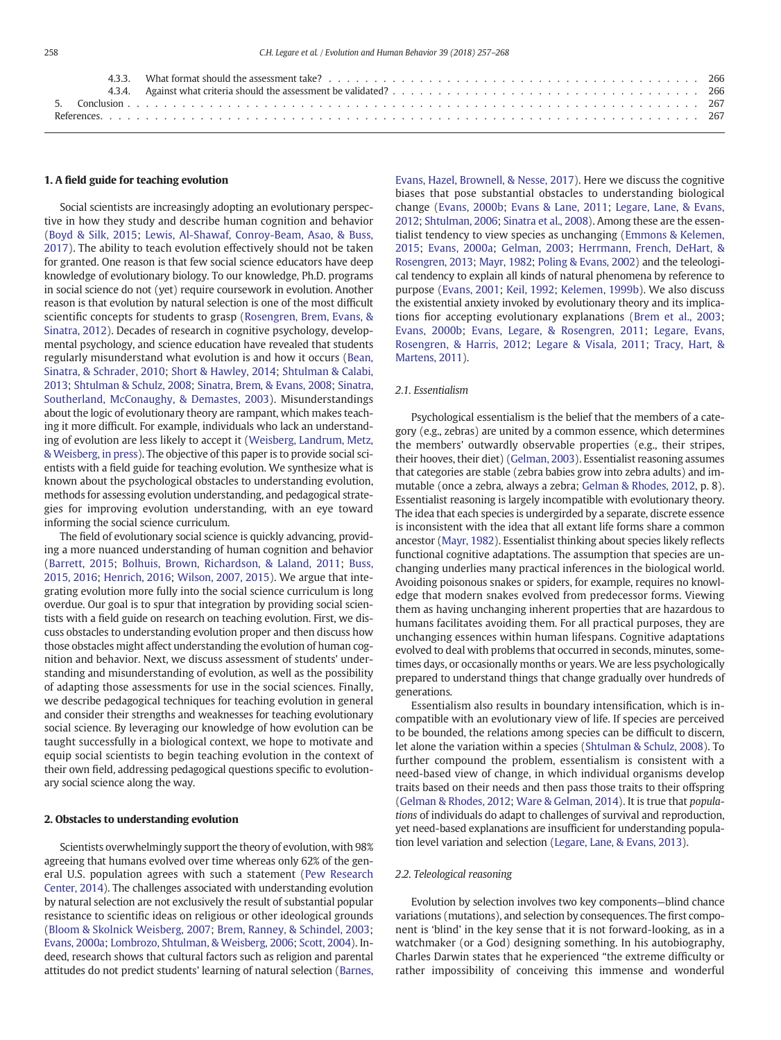4.3.3. What format should the assessment take? . . . . . . . . . . . . . . . . . . . . . . . . . . . . . . . . . . . . . . . . . . . . . . 266
4.3.4. Against what criteria should the assessment be validated? . . . . . . . . . . . . . . . . . . . . . . . . . . . . . . . . . . . . . . . . . 266
5. Conclusion . . . . . . . . . . . . . . . . . . . . . . . . . . . . . . . . . . . . . . . . . . . . . . . . . . . . . . . . . . . . . . . . 267
References. . . . . . . . . . . . . . . . . . . . . . . . . . . . . . . . . . . . . . . . . . . . . . . . . . . . . . . . . . . . . . . . . 267

## 1. A field guide for teaching evolution

Social scientists are increasingly adopting an evolutionary perspective in how they study and describe human cognition and behavior (Boyd & Silk, 2015; Lewis, Al-Shawaf, Conroy-Beam, Asao, & Buss, 2017). The ability to teach evolution effectively should not be taken for granted. One reason is that few social science educators have deep knowledge of evolutionary biology. To our knowledge, Ph.D. programs in social science do not (yet) require coursework in evolution. Another reason is that evolution by natural selection is one of the most difficult scientific concepts for students to grasp (Rosengren, Brem, Evans, & Sinatra, 2012). Decades of research in cognitive psychology, developmental psychology, and science education have revealed that students regularly misunderstand what evolution is and how it occurs (Bean, Sinatra, & Schrader, 2010; Short & Hawley, 2014; Shtulman & Calabi, 2013; Shtulman & Schulz, 2008; Sinatra, Brem, & Evans, 2008; Sinatra, Southerland, McConaughy, & Demastes, 2003). Misunderstandings about the logic of evolutionary theory are rampant, which makes teaching it more difficult. For example, individuals who lack an understanding of evolution are less likely to accept it (Weisberg, Landrum, Metz, & Weisberg, in press). The objective of this paper is to provide social scientists with a field guide for teaching evolution. We synthesize what is known about the psychological obstacles to understanding evolution, methods for assessing evolution understanding, and pedagogical strategies for improving evolution understanding, with an eye toward informing the social science curriculum.

The field of evolutionary social science is quickly advancing, providing a more nuanced understanding of human cognition and behavior (Barrett, 2015; Bolhuis, Brown, Richardson, & Laland, 2011; Buss, 2015, 2016; Henrich, 2016; Wilson, 2007, 2015). We argue that integrating evolution more fully into the social science curriculum is long overdue. Our goal is to spur that integration by providing social scientists with a field guide on research on teaching evolution. First, we discuss obstacles to understanding evolution proper and then discuss how those obstacles might affect understanding the evolution of human cognition and behavior. Next, we discuss assessment of students' understanding and misunderstanding of evolution, as well as the possibility of adapting those assessments for use in the social sciences. Finally, we describe pedagogical techniques for teaching evolution in general and consider their strengths and weaknesses for teaching evolutionary social science. By leveraging our knowledge of how evolution can be taught successfully in a biological context, we hope to motivate and equip social scientists to begin teaching evolution in the context of their own field, addressing pedagogical questions specific to evolutionary social science along the way.

## 2. Obstacles to understanding evolution

Scientists overwhelmingly support the theory of evolution, with 98% agreeing that humans evolved over time whereas only 62% of the general U.S. population agrees with such a statement (Pew Research Center, 2014). The challenges associated with understanding evolution by natural selection are not exclusively the result of substantial popular resistance to scientific ideas on religious or other ideological grounds (Bloom & Skolnick Weisberg, 2007; Brem, Ranney, & Schindel, 2003; Evans, 2000a; Lombrozo, Shtulman, & Weisberg, 2006; Scott, 2004). Indeed, research shows that cultural factors such as religion and parental attitudes do not predict students' learning of natural selection (Barnes, Evans, Hazel, Brownell, & Nesse, 2017). Here we discuss the cognitive biases that pose substantial obstacles to understanding biological change (Evans, 2000b; Evans & Lane, 2011; Legare, Lane, & Evans, 2012; Shtulman, 2006; Sinatra et al., 2008). Among these are the essentialist tendency to view species as unchanging (Emmons & Kelemen, 2015; Evans, 2000a; Gelman, 2003; Herrmann, French, DeHart, & Rosengren, 2013; Mayr, 1982; Poling & Evans, 2002) and the teleological tendency to explain all kinds of natural phenomena by reference to purpose (Evans, 2001; Keil, 1992; Kelemen, 1999b). We also discuss the existential anxiety invoked by evolutionary theory and its implications fior accepting evolutionary explanations (Brem et al., 2003; Evans, 2000b; Evans, Legare, & Rosengren, 2011; Legare, Evans, Rosengren, & Harris, 2012; Legare & Visala, 2011; Tracy, Hart, & Martens, 2011).

### 2.1. Essentialism

Psychological essentialism is the belief that the members of a category (e.g., zebras) are united by a common essence, which determines the members' outwardly observable properties (e.g., their stripes, their hooves, their diet) (Gelman, 2003). Essentialist reasoning assumes that categories are stable (zebra babies grow into zebra adults) and immutable (once a zebra, always a zebra; Gelman & Rhodes, 2012, p. 8). Essentialist reasoning is largely incompatible with evolutionary theory. The idea that each species is undergirded by a separate, discrete essence is inconsistent with the idea that all extant life forms share a common ancestor (Mayr, 1982). Essentialist thinking about species likely reflects functional cognitive adaptations. The assumption that species are unchanging underlies many practical inferences in the biological world. Avoiding poisonous snakes or spiders, for example, requires no knowledge that modern snakes evolved from predecessor forms. Viewing them as having unchanging inherent properties that are hazardous to humans facilitates avoiding them. For all practical purposes, they are unchanging essences within human lifespans. Cognitive adaptations evolved to deal with problems that occurred in seconds, minutes, sometimes days, or occasionally months or years. We are less psychologically prepared to understand things that change gradually over hundreds of generations.

Essentialism also results in boundary intensification, which is incompatible with an evolutionary view of life. If species are perceived to be bounded, the relations among species can be difficult to discern, let alone the variation within a species (Shtulman & Schulz, 2008). To further compound the problem, essentialism is consistent with a need-based view of change, in which individual organisms develop traits based on their needs and then pass those traits to their offspring (Gelman & Rhodes, 2012; Ware & Gelman, 2014). It is true that *populations* of individuals do adapt to challenges of survival and reproduction, yet need-based explanations are insufficient for understanding population level variation and selection (Legare, Lane, & Evans, 2013).

### 2.2. Teleological reasoning

Evolution by selection involves two key components—blind chance variations (mutations), and selection by consequences. The first component is 'blind' in the key sense that it is not forward-looking, as in a watchmaker (or a God) designing something. In his autobiography, Charles Darwin states that he experienced "the extreme difficulty or rather impossibility of conceiving this immense and wonderful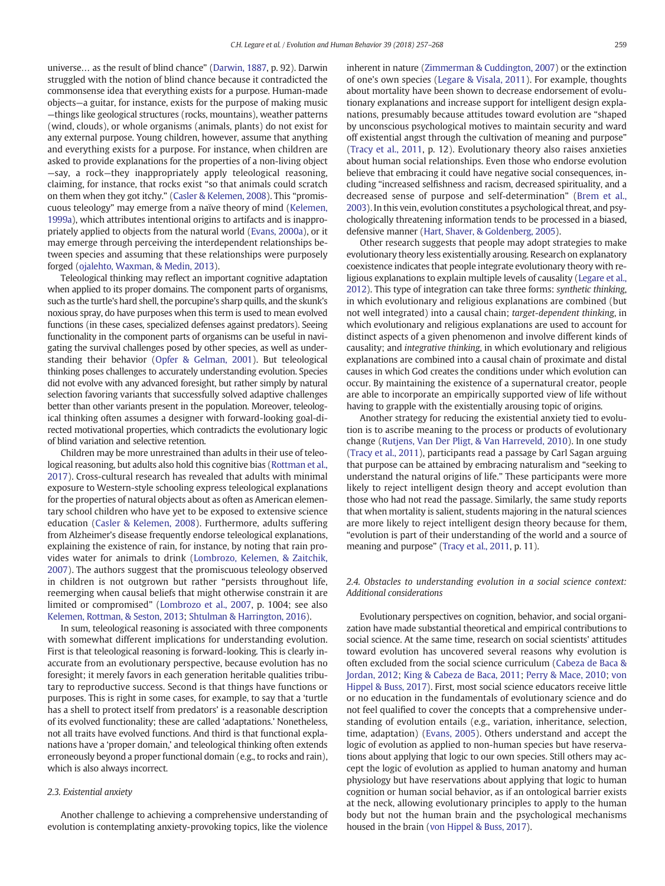universe… as the result of blind chance" (Darwin, 1887, p. 92). Darwin struggled with the notion of blind chance because it contradicted the commonsense idea that everything exists for a purpose. Human-made objects—a guitar, for instance, exists for the purpose of making music—things like geological structures (rocks, mountains), weather patterns (wind, clouds), or whole organisms (animals, plants) do not exist for any external purpose. Young children, however, assume that anything and everything exists for a purpose. For instance, when children are asked to provide explanations for the properties of a non-living object—say, a rock—they inappropriately apply teleological reasoning, claiming, for instance, that rocks exist "so that animals could scratch on them when they got itchy." (Casler & Kelemen, 2008). This "promiscuous teleology" may emerge from a naïve theory of mind (Kelemen, 1999a), which attributes intentional origins to artifacts and is inappropriately applied to objects from the natural world (Evans, 2000a), or it may emerge through perceiving the interdependent relationships between species and assuming that these relationships were purposely forged (ojalehto, Waxman, & Medin, 2013).

Teleological thinking may reflect an important cognitive adaptation when applied to its proper domains. The component parts of organisms, such as the turtle's hard shell, the porcupine's sharp quills, and the skunk's noxious spray, do have purposes when this term is used to mean evolved functions (in these cases, specialized defenses against predators). Seeing functionality in the component parts of organisms can be useful in navigating the survival challenges posed by other species, as well as understanding their behavior (Opfer & Gelman, 2001). But teleological thinking poses challenges to accurately understanding evolution. Species did not evolve with any advanced foresight, but rather simply by natural selection favoring variants that successfully solved adaptive challenges better than other variants present in the population. Moreover, teleological thinking often assumes a designer with forward-looking goal-directed motivational properties, which contradicts the evolutionary logic of blind variation and selective retention.

Children may be more unrestrained than adults in their use of teleological reasoning, but adults also hold this cognitive bias (Rottman et al., 2017). Cross-cultural research has revealed that adults with minimal exposure to Western-style schooling express teleological explanations for the properties of natural objects about as often as American elementary school children who have yet to be exposed to extensive science education (Casler & Kelemen, 2008). Furthermore, adults suffering from Alzheimer's disease frequently endorse teleological explanations, explaining the existence of rain, for instance, by noting that rain provides water for animals to drink (Lombrozo, Kelemen, & Zaitchik, 2007). The authors suggest that the promiscuous teleology observed in children is not outgrown but rather "persists throughout life, reemerging when causal beliefs that might otherwise constrain it are limited or compromised" (Lombrozo et al., 2007, p. 1004; see also Kelemen, Rottman, & Seston, 2013; Shtulman & Harrington, 2016).

In sum, teleological reasoning is associated with three components with somewhat different implications for understanding evolution. First is that teleological reasoning is forward-looking. This is clearly inaccurate from an evolutionary perspective, because evolution has no foresight; it merely favors in each generation heritable qualities tributary to reproductive success. Second is that things have functions or purposes. This is right in some cases, for example, to say that a 'turtle has a shell to protect itself from predators' is a reasonable description of its evolved functionality; these are called 'adaptations.' Nonetheless, not all traits have evolved functions. And third is that functional explanations have a 'proper domain,' and teleological thinking often extends erroneously beyond a proper functional domain (e.g., to rocks and rain), which is also always incorrect.

### 2.3. Existential anxiety

Another challenge to achieving a comprehensive understanding of evolution is contemplating anxiety-provoking topics, like the violence inherent in nature (Zimmerman & Cuddington, 2007) or the extinction of one's own species (Legare & Visala, 2011). For example, thoughts about mortality have been shown to decrease endorsement of evolutionary explanations and increase support for intelligent design explanations, presumably because attitudes toward evolution are "shaped by unconscious psychological motives to maintain security and ward off existential angst through the cultivation of meaning and purpose" (Tracy et al., 2011, p. 12). Evolutionary theory also raises anxieties about human social relationships. Even those who endorse evolution believe that embracing it could have negative social consequences, including "increased selfishness and racism, decreased spirituality, and a decreased sense of purpose and self-determination" (Brem et al., 2003). In this vein, evolution constitutes a psychological threat, and psychologically threatening information tends to be processed in a biased, defensive manner (Hart, Shaver, & Goldenberg, 2005).

Other research suggests that people may adopt strategies to make evolutionary theory less existentially arousing. Research on explanatory coexistence indicates that people integrate evolutionary theory with religious explanations to explain multiple levels of causality (Legare et al., 2012). This type of integration can take three forms: *synthetic thinking*, in which evolutionary and religious explanations are combined (but not well integrated) into a causal chain; *target-dependent thinking*, in which evolutionary and religious explanations are used to account for distinct aspects of a given phenomenon and involve different kinds of causality; and *integrative thinking*, in which evolutionary and religious explanations are combined into a causal chain of proximate and distal causes in which God creates the conditions under which evolution can occur. By maintaining the existence of a supernatural creator, people are able to incorporate an empirically supported view of life without having to grapple with the existentially arousing topic of origins.

Another strategy for reducing the existential anxiety tied to evolution is to ascribe meaning to the process or products of evolutionary change (Rutjens, Van Der Pligt, & Van Harreveld, 2010). In one study (Tracy et al., 2011), participants read a passage by Carl Sagan arguing that purpose can be attained by embracing naturalism and "seeking to understand the natural origins of life." These participants were more likely to reject intelligent design theory and accept evolution than those who had not read the passage. Similarly, the same study reports that when mortality is salient, students majoring in the natural sciences are more likely to reject intelligent design theory because for them, "evolution is part of their understanding of the world and a source of meaning and purpose" (Tracy et al., 2011, p. 11).

### 2.4. Obstacles to understanding evolution in a social science context: Additional considerations

Evolutionary perspectives on cognition, behavior, and social organization have made substantial theoretical and empirical contributions to social science. At the same time, research on social scientists' attitudes toward evolution has uncovered several reasons why evolution is often excluded from the social science curriculum (Cabeza de Baca & Jordan, 2012; King & Cabeza de Baca, 2011; Perry & Mace, 2010; von Hippel & Buss, 2017). First, most social science educators receive little or no education in the fundamentals of evolutionary science and do not feel qualified to cover the concepts that a comprehensive understanding of evolution entails (e.g., variation, inheritance, selection, time, adaptation) (Evans, 2005). Others understand and accept the logic of evolution as applied to non-human species but have reservations about applying that logic to our own species. Still others may accept the logic of evolution as applied to human anatomy and human physiology but have reservations about applying that logic to human cognition or human social behavior, as if an ontological barrier exists at the neck, allowing evolutionary principles to apply to the human body but not the human brain and the psychological mechanisms housed in the brain (von Hippel & Buss, 2017).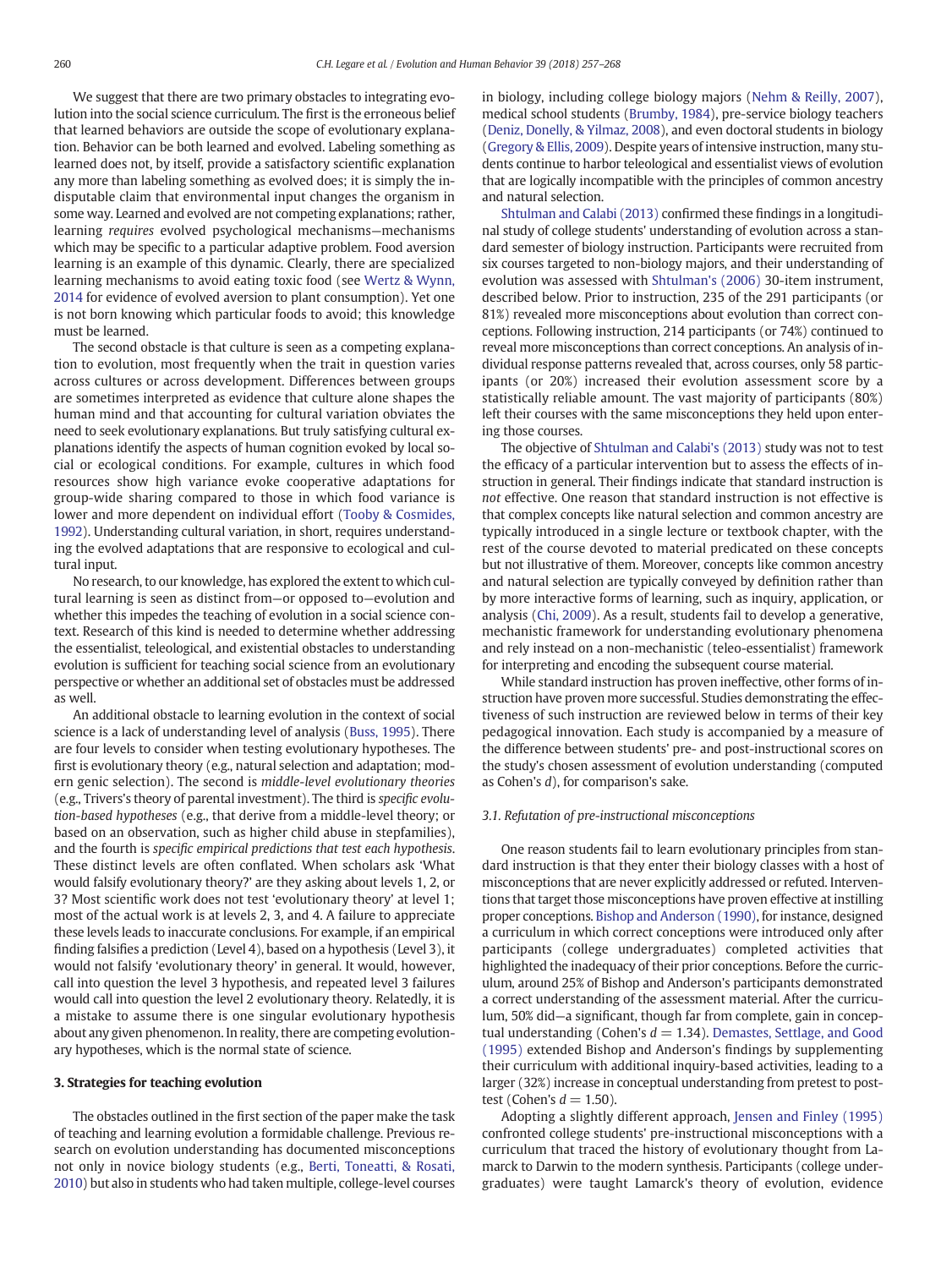We suggest that there are two primary obstacles to integrating evolution into the social science curriculum. The first is the erroneous belief that learned behaviors are outside the scope of evolutionary explanation. Behavior can be both learned and evolved. Labeling something as learned does not, by itself, provide a satisfactory scientific explanation any more than labeling something as evolved does; it is simply the indisputable claim that environmental input changes the organism in some way. Learned and evolved are not competing explanations; rather, learning *requires* evolved psychological mechanisms—mechanisms which may be specific to a particular adaptive problem. Food aversion learning is an example of this dynamic. Clearly, there are specialized learning mechanisms to avoid eating toxic food (see Wertz & Wynn, 2014 for evidence of evolved aversion to plant consumption). Yet one is not born knowing which particular foods to avoid; this knowledge must be learned.

The second obstacle is that culture is seen as a competing explanation to evolution, most frequently when the trait in question varies across cultures or across development. Differences between groups are sometimes interpreted as evidence that culture alone shapes the human mind and that accounting for cultural variation obviates the need to seek evolutionary explanations. But truly satisfying cultural explanations identify the aspects of human cognition evoked by local social or ecological conditions. For example, cultures in which food resources show high variance evoke cooperative adaptations for group-wide sharing compared to those in which food variance is lower and more dependent on individual effort (Tooby & Cosmides, 1992). Understanding cultural variation, in short, requires understanding the evolved adaptations that are responsive to ecological and cultural input.

No research, to our knowledge, has explored the extent to which cultural learning is seen as distinct from—or opposed to—evolution and whether this impedes the teaching of evolution in a social science context. Research of this kind is needed to determine whether addressing the essentialist, teleological, and existential obstacles to understanding evolution is sufficient for teaching social science from an evolutionary perspective or whether an additional set of obstacles must be addressed as well.

An additional obstacle to learning evolution in the context of social science is a lack of understanding level of analysis (Buss, 1995). There are four levels to consider when testing evolutionary hypotheses. The first is evolutionary theory (e.g., natural selection and adaptation; modern genic selection). The second is *middle-level evolutionary theories* (e.g., Trivers's theory of parental investment). The third is *specific evolution-based hypotheses* (e.g., that derive from a middle-level theory; or based on an observation, such as higher child abuse in stepfamilies), and the fourth is *specific empirical predictions that test each hypothesis*. These distinct levels are often conflated. When scholars ask 'What would falsify evolutionary theory?' are they asking about levels 1, 2, or 3? Most scientific work does not test 'evolutionary theory' at level 1; most of the actual work is at levels 2, 3, and 4. A failure to appreciate these levels leads to inaccurate conclusions. For example, if an empirical finding falsifies a prediction (Level 4), based on a hypothesis (Level 3), it would not falsify 'evolutionary theory' in general. It would, however, call into question the level 3 hypothesis, and repeated level 3 failures would call into question the level 2 evolutionary theory. Relatedly, it is a mistake to assume there is one singular evolutionary hypothesis about any given phenomenon. In reality, there are competing evolutionary hypotheses, which is the normal state of science.

## 3. Strategies for teaching evolution

The obstacles outlined in the first section of the paper make the task of teaching and learning evolution a formidable challenge. Previous research on evolution understanding has documented misconceptions not only in novice biology students (e.g., Berti, Toneatti, & Rosati, 2010) but also in students who had taken multiple, college-level courses in biology, including college biology majors (Nehm & Reilly, 2007), medical school students (Brumby, 1984), pre-service biology teachers (Deniz, Donelly, & Yilmaz, 2008), and even doctoral students in biology (Gregory & Ellis, 2009). Despite years of intensive instruction, many students continue to harbor teleological and essentialist views of evolution that are logically incompatible with the principles of common ancestry and natural selection.

Shtulman and Calabi (2013) confirmed these findings in a longitudinal study of college students' understanding of evolution across a standard semester of biology instruction. Participants were recruited from six courses targeted to non-biology majors, and their understanding of evolution was assessed with Shtulman's (2006) 30-item instrument, described below. Prior to instruction, 235 of the 291 participants (or 81%) revealed more misconceptions about evolution than correct conceptions. Following instruction, 214 participants (or 74%) continued to reveal more misconceptions than correct conceptions. An analysis of individual response patterns revealed that, across courses, only 58 participants (or 20%) increased their evolution assessment score by a statistically reliable amount. The vast majority of participants (80%) left their courses with the same misconceptions they held upon entering those courses.

The objective of Shtulman and Calabi's (2013) study was not to test the efficacy of a particular intervention but to assess the effects of instruction in general. Their findings indicate that standard instruction is *not* effective. One reason that standard instruction is not effective is that complex concepts like natural selection and common ancestry are typically introduced in a single lecture or textbook chapter, with the rest of the course devoted to material predicated on these concepts but not illustrative of them. Moreover, concepts like common ancestry and natural selection are typically conveyed by definition rather than by more interactive forms of learning, such as inquiry, application, or analysis (Chi, 2009). As a result, students fail to develop a generative, mechanistic framework for understanding evolutionary phenomena and rely instead on a non-mechanistic (teleo-essentialist) framework for interpreting and encoding the subsequent course material.

While standard instruction has proven ineffective, other forms of instruction have proven more successful. Studies demonstrating the effectiveness of such instruction are reviewed below in terms of their key pedagogical innovation. Each study is accompanied by a measure of the difference between students' pre- and post-instructional scores on the study's chosen assessment of evolution understanding (computed as Cohen's $d$), for comparison's sake.

### 3.1. Refutation of pre-instructional misconceptions

One reason students fail to learn evolutionary principles from standard instruction is that they enter their biology classes with a host of misconceptions that are never explicitly addressed or refuted. Interventions that target those misconceptions have proven effective at instilling proper conceptions. Bishop and Anderson (1990), for instance, designed a curriculum in which correct conceptions were introduced only after participants (college undergraduates) completed activities that highlighted the inadequacy of their prior conceptions. Before the curriculum, around 25% of Bishop and Anderson's participants demonstrated a correct understanding of the assessment material. After the curriculum, 50% did—a significant, though far from complete, gain in conceptual understanding (Cohen's $d = 1.34$). Demastes, Settlage, and Good (1995) extended Bishop and Anderson's findings by supplementing their curriculum with additional inquiry-based activities, leading to a larger (32%) increase in conceptual understanding from pretest to posttest (Cohen's $d = 1.50$).

Adopting a slightly different approach, Jensen and Finley (1995) confronted college students' pre-instructional misconceptions with a curriculum that traced the history of evolutionary thought from Lamarck to Darwin to the modern synthesis. Participants (college undergraduates) were taught Lamarck's theory of evolution, evidence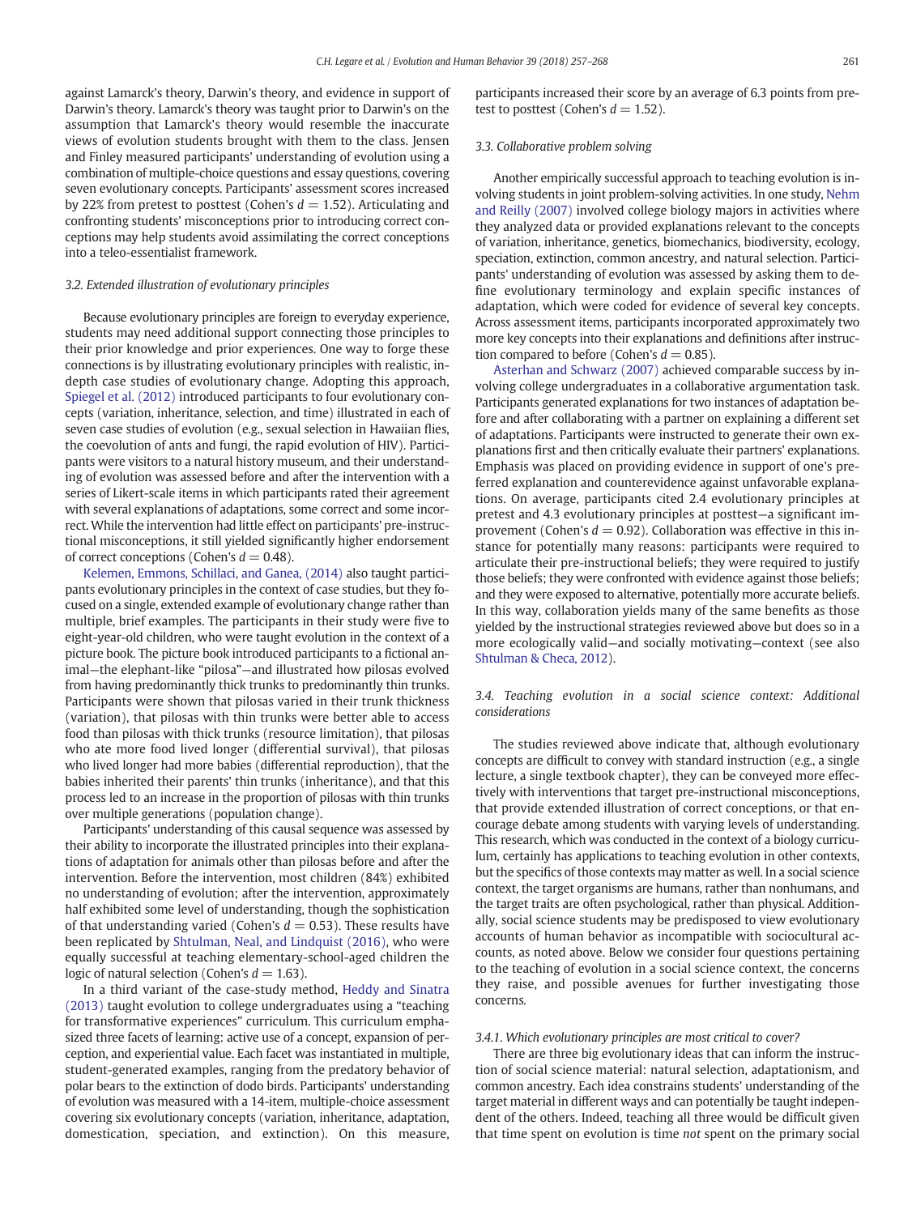against Lamarck's theory, Darwin's theory, and evidence in support of Darwin's theory. Lamarck's theory was taught prior to Darwin's on the assumption that Lamarck's theory would resemble the inaccurate views of evolution students brought with them to the class. Jensen and Finley measured participants' understanding of evolution using a combination of multiple-choice questions and essay questions, covering seven evolutionary concepts. Participants' assessment scores increased by 22% from pretest to posttest (Cohen's $d = 1.52$). Articulating and confronting students' misconceptions prior to introducing correct conceptions may help students avoid assimilating the correct conceptions into a teleo-essentialist framework.

### 3.2. Extended illustration of evolutionary principles

Because evolutionary principles are foreign to everyday experience, students may need additional support connecting those principles to their prior knowledge and prior experiences. One way to forge these connections is by illustrating evolutionary principles with realistic, in-depth case studies of evolutionary change. Adopting this approach, Spiegel et al. (2012) introduced participants to four evolutionary concepts (variation, inheritance, selection, and time) illustrated in each of seven case studies of evolution (e.g., sexual selection in Hawaiian flies, the coevolution of ants and fungi, the rapid evolution of HIV). Participants were visitors to a natural history museum, and their understanding of evolution was assessed before and after the intervention with a series of Likert-scale items in which participants rated their agreement with several explanations of adaptations, some correct and some incorrect. While the intervention had little effect on participants' pre-instructional misconceptions, it still yielded significantly higher endorsement of correct conceptions (Cohen's $d = 0.48$).

Kelemen, Emmons, Schillaci, and Ganea, (2014) also taught participants evolutionary principles in the context of case studies, but they focused on a single, extended example of evolutionary change rather than multiple, brief examples. The participants in their study were five to eight-year-old children, who were taught evolution in the context of a picture book. The picture book introduced participants to a fictional animal—the elephant-like "pilosa"—and illustrated how pilosas evolved from having predominantly thick trunks to predominantly thin trunks. Participants were shown that pilosas varied in their trunk thickness (variation), that pilosas with thin trunks were better able to access food than pilosas with thick trunks (resource limitation), that pilosas who ate more food lived longer (differential survival), that pilosas who lived longer had more babies (differential reproduction), that the babies inherited their parents' thin trunks (inheritance), and that this process led to an increase in the proportion of pilosas with thin trunks over multiple generations (population change).

Participants' understanding of this causal sequence was assessed by their ability to incorporate the illustrated principles into their explanations of adaptation for animals other than pilosas before and after the intervention. Before the intervention, most children (84%) exhibited no understanding of evolution; after the intervention, approximately half exhibited some level of understanding, though the sophistication of that understanding varied (Cohen's $d = 0.53$). These results have been replicated by Shtulman, Neal, and Lindquist (2016), who were equally successful at teaching elementary-school-aged children the logic of natural selection (Cohen's $d = 1.63$).

In a third variant of the case-study method, Heddy and Sinatra (2013) taught evolution to college undergraduates using a "teaching for transformative experiences" curriculum. This curriculum emphasized three facets of learning: active use of a concept, expansion of perception, and experiential value. Each facet was instantiated in multiple, student-generated examples, ranging from the predatory behavior of polar bears to the extinction of dodo birds. Participants' understanding of evolution was measured with a 14-item, multiple-choice assessment covering six evolutionary concepts (variation, inheritance, adaptation, domestication, speciation, and extinction). On this measure, participants increased their score by an average of 6.3 points from pretest to posttest (Cohen's $d = 1.52$).

### 3.3. Collaborative problem solving

Another empirically successful approach to teaching evolution is involving students in joint problem-solving activities. In one study, Nehm and Reilly (2007) involved college biology majors in activities where they analyzed data or provided explanations relevant to the concepts of variation, inheritance, genetics, biomechanics, biodiversity, ecology, speciation, extinction, common ancestry, and natural selection. Participants' understanding of evolution was assessed by asking them to define evolutionary terminology and explain specific instances of adaptation, which were coded for evidence of several key concepts. Across assessment items, participants incorporated approximately two more key concepts into their explanations and definitions after instruction compared to before (Cohen's $d = 0.85$).

Asterhan and Schwarz (2007) achieved comparable success by involving college undergraduates in a collaborative argumentation task. Participants generated explanations for two instances of adaptation before and after collaborating with a partner on explaining a different set of adaptations. Participants were instructed to generate their own explanations first and then critically evaluate their partners' explanations. Emphasis was placed on providing evidence in support of one's preferred explanation and counterevidence against unfavorable explanations. On average, participants cited 2.4 evolutionary principles at pretest and 4.3 evolutionary principles at posttest—a significant improvement (Cohen's $d = 0.92$). Collaboration was effective in this instance for potentially many reasons: participants were required to articulate their pre-instructional beliefs; they were required to justify those beliefs; they were confronted with evidence against those beliefs; and they were exposed to alternative, potentially more accurate beliefs. In this way, collaboration yields many of the same benefits as those yielded by the instructional strategies reviewed above but does so in a more ecologically valid—and socially motivating—context (see also Shtulman & Checa, 2012).

### 3.4. Teaching evolution in a social science context: Additional considerations

The studies reviewed above indicate that, although evolutionary concepts are difficult to convey with standard instruction (e.g., a single lecture, a single textbook chapter), they can be conveyed more effectively with interventions that target pre-instructional misconceptions, that provide extended illustration of correct conceptions, or that encourage debate among students with varying levels of understanding. This research, which was conducted in the context of a biology curriculum, certainly has applications to teaching evolution in other contexts, but the specifics of those contexts may matter as well. In a social science context, the target organisms are humans, rather than nonhumans, and the target traits are often psychological, rather than physical. Additionally, social science students may be predisposed to view evolutionary accounts of human behavior as incompatible with sociocultural accounts, as noted above. Below we consider four questions pertaining to the teaching of evolution in a social science context, the concerns they raise, and possible avenues for further investigating those concerns.

#### 3.4.1. Which evolutionary principles are most critical to cover?

There are three big evolutionary ideas that can inform the instruction of social science material: natural selection, adaptationism, and common ancestry. Each idea constrains students' understanding of the target material in different ways and can potentially be taught independent of the others. Indeed, teaching all three would be difficult given that time spent on evolution is time *not* spent on the primary social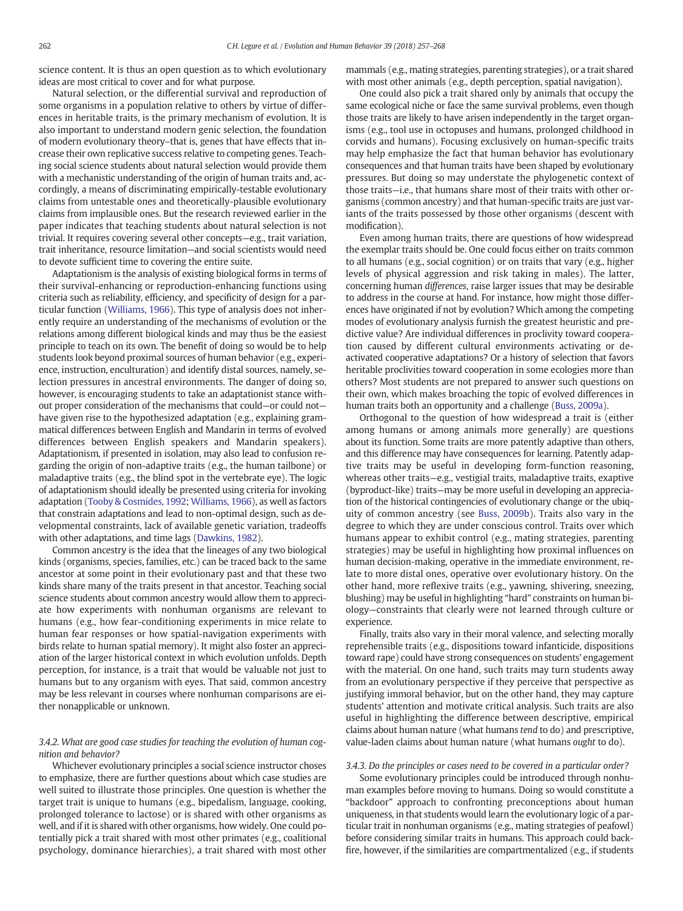science content. It is thus an open question as to which evolutionary ideas are most critical to cover and for what purpose.

Natural selection, or the differential survival and reproduction of some organisms in a population relative to others by virtue of differences in heritable traits, is the primary mechanism of evolution. It is also important to understand modern genic selection, the foundation of modern evolutionary theory–that is, genes that have effects that increase their own replicative success relative to competing genes. Teaching social science students about natural selection would provide them with a mechanistic understanding of the origin of human traits and, accordingly, a means of discriminating empirically-testable evolutionary claims from untestable ones and theoretically-plausible evolutionary claims from implausible ones. But the research reviewed earlier in the paper indicates that teaching students about natural selection is not trivial. It requires covering several other concepts—e.g., trait variation, trait inheritance, resource limitation—and social scientists would need to devote sufficient time to covering the entire suite.

Adaptationism is the analysis of existing biological forms in terms of their survival-enhancing or reproduction-enhancing functions using criteria such as reliability, efficiency, and specificity of design for a particular function (Williams, 1966). This type of analysis does not inherently require an understanding of the mechanisms of evolution or the relations among different biological kinds and may thus be the easiest principle to teach on its own. The benefit of doing so would be to help students look beyond proximal sources of human behavior (e.g., experience, instruction, enculturation) and identify distal sources, namely, selection pressures in ancestral environments. The danger of doing so, however, is encouraging students to take an adaptationist stance without proper consideration of the mechanisms that could—or could not—have given rise to the hypothesized adaptation (e.g., explaining grammatical differences between English and Mandarin in terms of evolved differences between English speakers and Mandarin speakers). Adaptationism, if presented in isolation, may also lead to confusion regarding the origin of non-adaptive traits (e.g., the human tailbone) or maladaptive traits (e.g., the blind spot in the vertebrate eye). The logic of adaptationism should ideally be presented using criteria for invoking adaptation (Tooby & Cosmides, 1992; Williams, 1966), as well as factors that constrain adaptations and lead to non-optimal design, such as developmental constraints, lack of available genetic variation, tradeoffs with other adaptations, and time lags (Dawkins, 1982).

Common ancestry is the idea that the lineages of any two biological kinds (organisms, species, families, etc.) can be traced back to the same ancestor at some point in their evolutionary past and that these two kinds share many of the traits present in that ancestor. Teaching social science students about common ancestry would allow them to appreciate how experiments with nonhuman organisms are relevant to humans (e.g., how fear-conditioning experiments in mice relate to human fear responses or how spatial-navigation experiments with birds relate to human spatial memory). It might also foster an appreciation of the larger historical context in which evolution unfolds. Depth perception, for instance, is a trait that would be valuable not just to humans but to any organism with eyes. That said, common ancestry may be less relevant in courses where nonhuman comparisons are either nonapplicable or unknown.

#### 3.4.2. What are good case studies for teaching the evolution of human cognition and behavior?

Whichever evolutionary principles a social science instructor choses to emphasize, there are further questions about which case studies are well suited to illustrate those principles. One question is whether the target trait is unique to humans (e.g., bipedalism, language, cooking, prolonged tolerance to lactose) or is shared with other organisms as well, and if it is shared with other organisms, how widely. One could potentially pick a trait shared with most other primates (e.g., coalitional psychology, dominance hierarchies), a trait shared with most other mammals (e.g., mating strategies, parenting strategies), or a trait shared with most other animals (e.g., depth perception, spatial navigation).

One could also pick a trait shared only by animals that occupy the same ecological niche or face the same survival problems, even though those traits are likely to have arisen independently in the target organisms (e.g., tool use in octopuses and humans, prolonged childhood in corvids and humans). Focusing exclusively on human-specific traits may help emphasize the fact that human behavior has evolutionary consequences and that human traits have been shaped by evolutionary pressures. But doing so may understate the phylogenetic context of those traits—i.e., that humans share most of their traits with other organisms (common ancestry) and that human-specific traits are just variants of the traits possessed by those other organisms (descent with modification).

Even among human traits, there are questions of how widespread the exemplar traits should be. One could focus either on traits common to all humans (e.g., social cognition) or on traits that vary (e.g., higher levels of physical aggression and risk taking in males). The latter, concerning human *differences*, raise larger issues that may be desirable to address in the course at hand. For instance, how might those differences have originated if not by evolution? Which among the competing modes of evolutionary analysis furnish the greatest heuristic and predictive value? Are individual differences in proclivity toward cooperation caused by different cultural environments activating or deactivated cooperative adaptations? Or a history of selection that favors heritable proclivities toward cooperation in some ecologies more than others? Most students are not prepared to answer such questions on their own, which makes broaching the topic of evolved differences in human traits both an opportunity and a challenge (Buss, 2009a).

Orthogonal to the question of how widespread a trait is (either among humans or among animals more generally) are questions about its function. Some traits are more patently adaptive than others, and this difference may have consequences for learning. Patently adaptive traits may be useful in developing form-function reasoning, whereas other traits—e.g., vestigial traits, maladaptive traits, exaptive (byproduct-like) traits—may be more useful in developing an appreciation of the historical contingencies of evolutionary change or the ubiquity of common ancestry (see Buss, 2009b). Traits also vary in the degree to which they are under conscious control. Traits over which humans appear to exhibit control (e.g., mating strategies, parenting strategies) may be useful in highlighting how proximal influences on human decision-making, operative in the immediate environment, relate to more distal ones, operative over evolutionary history. On the other hand, more reflexive traits (e.g., yawning, shivering, sneezing, blushing) may be useful in highlighting "hard" constraints on human biology—constraints that clearly were not learned through culture or experience.

Finally, traits also vary in their moral valence, and selecting morally reprehensible traits (e.g., dispositions toward infanticide, dispositions toward rape) could have strong consequences on students' engagement with the material. On one hand, such traits may turn students away from an evolutionary perspective if they perceive that perspective as justifying immoral behavior, but on the other hand, they may capture students' attention and motivate critical analysis. Such traits are also useful in highlighting the difference between descriptive, empirical claims about human nature (what humans *tend* to do) and prescriptive, value-laden claims about human nature (what humans *ought* to do).

#### 3.4.3. Do the principles or cases need to be covered in a particular order?

Some evolutionary principles could be introduced through nonhuman examples before moving to humans. Doing so would constitute a "backdoor" approach to confronting preconceptions about human uniqueness, in that students would learn the evolutionary logic of a particular trait in nonhuman organisms (e.g., mating strategies of peafowl) before considering similar traits in humans. This approach could backfire, however, if the similarities are compartmentalized (e.g., if students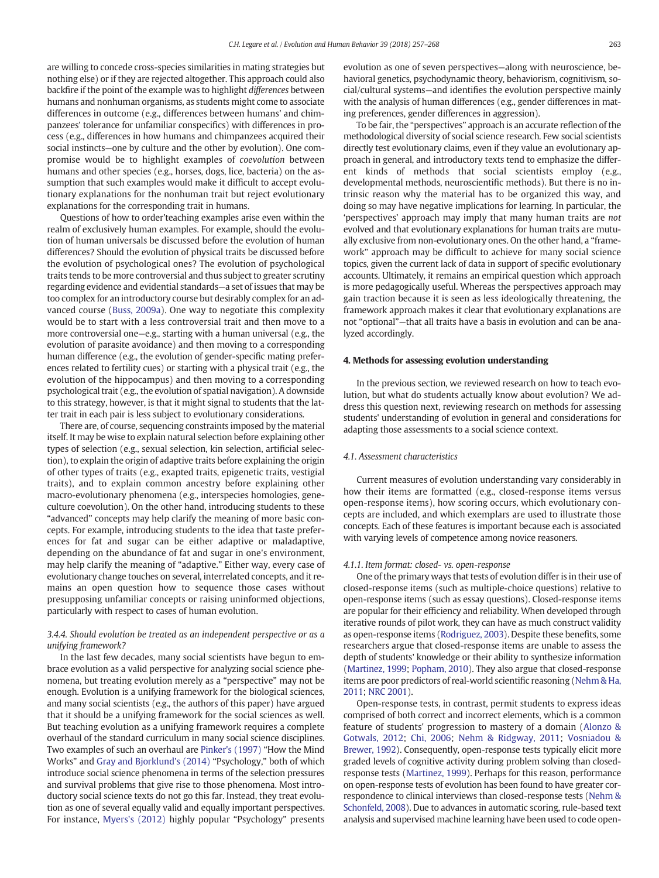are willing to concede cross-species similarities in mating strategies but nothing else) or if they are rejected altogether. This approach could also backfire if the point of the example was to highlight *differences* between humans and nonhuman organisms, as students might come to associate differences in outcome (e.g., differences between humans' and chimpanzees' tolerance for unfamiliar conspecifics) with differences in process (e.g., differences in how humans and chimpanzees acquired their social instincts—one by culture and the other by evolution). One compromise would be to highlight examples of *coevolution* between humans and other species (e.g., horses, dogs, lice, bacteria) on the assumption that such examples would make it difficult to accept evolutionary explanations for the nonhuman trait but reject evolutionary explanations for the corresponding trait in humans.

Questions of how to order'teaching examples arise even within the realm of exclusively human examples. For example, should the evolution of human universals be discussed before the evolution of human differences? Should the evolution of physical traits be discussed before the evolution of psychological ones? The evolution of psychological traits tends to be more controversial and thus subject to greater scrutiny regarding evidence and evidential standards—a set of issues that may be too complex for an introductory course but desirably complex for an advanced course (Buss, 2009a). One way to negotiate this complexity would be to start with a less controversial trait and then move to a more controversial one—e.g., starting with a human universal (e.g., the evolution of parasite avoidance) and then moving to a corresponding human difference (e.g., the evolution of gender-specific mating preferences related to fertility cues) or starting with a physical trait (e.g., the evolution of the hippocampus) and then moving to a corresponding psychological trait (e.g., the evolution of spatial navigation). A downside to this strategy, however, is that it might signal to students that the latter trait in each pair is less subject to evolutionary considerations.

There are, of course, sequencing constraints imposed by the material itself. It may be wise to explain natural selection before explaining other types of selection (e.g., sexual selection, kin selection, artificial selection), to explain the origin of adaptive traits before explaining the origin of other types of traits (e.g., exapted traits, epigenetic traits, vestigial traits), and to explain common ancestry before explaining other macro-evolutionary phenomena (e.g., interspecies homologies, gene-culture coevolution). On the other hand, introducing students to these "advanced" concepts may help clarify the meaning of more basic concepts. For example, introducing students to the idea that taste preferences for fat and sugar can be either adaptive or maladaptive, depending on the abundance of fat and sugar in one's environment, may help clarify the meaning of "adaptive." Either way, every case of evolutionary change touches on several, interrelated concepts, and it remains an open question how to sequence those cases without presupposing unfamiliar concepts or raising uninformed objections, particularly with respect to cases of human evolution.

#### 3.4.4. Should evolution be treated as an independent perspective or as a unifying framework?

In the last few decades, many social scientists have begun to embrace evolution as a valid perspective for analyzing social science phenomena, but treating evolution merely as a "perspective" may not be enough. Evolution is a unifying framework for the biological sciences, and many social scientists (e.g., the authors of this paper) have argued that it should be a unifying framework for the social sciences as well. But teaching evolution as a unifying framework requires a complete overhaul of the standard curriculum in many social science disciplines. Two examples of such an overhaul are Pinker's (1997) "How the Mind Works" and Gray and Bjorklund's (2014) "Psychology," both of which introduce social science phenomena in terms of the selection pressures and survival problems that give rise to those phenomena. Most introductory social science texts do not go this far. Instead, they treat evolution as one of several equally valid and equally important perspectives. For instance, Myers's (2012) highly popular "Psychology" presents evolution as one of seven perspectives—along with neuroscience, behavioral genetics, psychodynamic theory, behaviorism, cognitivism, social/cultural systems—and identifies the evolution perspective mainly with the analysis of human differences (e.g., gender differences in mating preferences, gender differences in aggression).

To be fair, the "perspectives" approach is an accurate reflection of the methodological diversity of social science research. Few social scientists directly test evolutionary claims, even if they value an evolutionary approach in general, and introductory texts tend to emphasize the different kinds of methods that social scientists employ (e.g., developmental methods, neuroscientific methods). But there is no intrinsic reason why the material has to be organized this way, and doing so may have negative implications for learning. In particular, the 'perspectives' approach may imply that many human traits are *not* evolved and that evolutionary explanations for human traits are mutually exclusive from non-evolutionary ones. On the other hand, a "framework" approach may be difficult to achieve for many social science topics, given the current lack of data in support of specific evolutionary accounts. Ultimately, it remains an empirical question which approach is more pedagogically useful. Whereas the perspectives approach may gain traction because it is seen as less ideologically threatening, the framework approach makes it clear that evolutionary explanations are not "optional"—that all traits have a basis in evolution and can be analyzed accordingly.

## 4. Methods for assessing evolution understanding

In the previous section, we reviewed research on how to teach evolution, but what do students actually know about evolution? We address this question next, reviewing research on methods for assessing students' understanding of evolution in general and considerations for adapting those assessments to a social science context.

### 4.1. Assessment characteristics

Current measures of evolution understanding vary considerably in how their items are formatted (e.g., closed-response items versus open-response items), how scoring occurs, which evolutionary concepts are included, and which exemplars are used to illustrate those concepts. Each of these features is important because each is associated with varying levels of competence among novice reasoners.

#### 4.1.1. Item format: closed- vs. open-response

One of the primary ways that tests of evolution differ is in their use of closed-response items (such as multiple-choice questions) relative to open-response items (such as essay questions). Closed-response items are popular for their efficiency and reliability. When developed through iterative rounds of pilot work, they can have as much construct validity as open-response items (Rodriguez, 2003). Despite these benefits, some researchers argue that closed-response items are unable to assess the depth of students' knowledge or their ability to synthesize information (Martinez, 1999; Popham, 2010). They also argue that closed-response items are poor predictors of real-world scientific reasoning (Nehm & Ha, 2011; NRC 2001).

Open-response tests, in contrast, permit students to express ideas comprised of both correct and incorrect elements, which is a common feature of students' progression to mastery of a domain (Alonzo & Gotwals, 2012; Chi, 2006; Nehm & Ridgway, 2011; Vosniadou & Brewer, 1992). Consequently, open-response tests typically elicit more graded levels of cognitive activity during problem solving than closed-response tests (Martinez, 1999). Perhaps for this reason, performance on open-response tests of evolution has been found to have greater correspondence to clinical interviews than closed-response tests (Nehm & Schonfeld, 2008). Due to advances in automatic scoring, rule-based text analysis and supervised machine learning have been used to code open-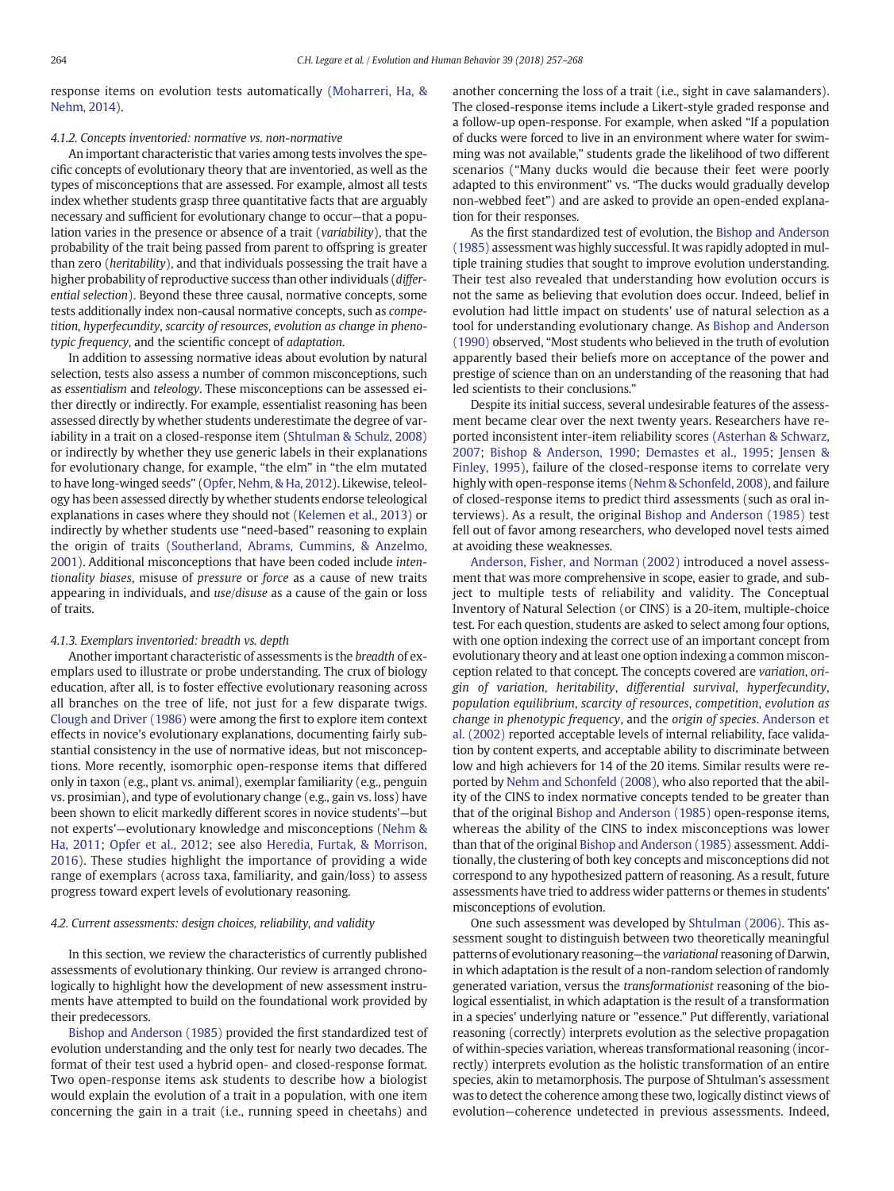response items on evolution tests automatically (Moharreri, Ha, & Nehm, 2014).

#### 4.1.2. Concepts inventoried: normative vs. non-normative

An important characteristic that varies among tests involves the specific concepts of evolutionary theory that are inventoried, as well as the types of misconceptions that are assessed. For example, almost all tests index whether students grasp three quantitative facts that are arguably necessary and sufficient for evolutionary change to occur—that a population varies in the presence or absence of a trait (*variability*), that the probability of the trait being passed from parent to offspring is greater than zero (*heritability*), and that individuals possessing the trait have a higher probability of reproductive success than other individuals (*differential selection*). Beyond these three causal, normative concepts, some tests additionally index non-causal normative concepts, such as *competition*, *hyperfecundity*, *scarcity of resources*, *evolution as change in phenotypic frequency*, and the scientific concept of *adaptation*.

In addition to assessing normative ideas about evolution by natural selection, tests also assess a number of common misconceptions, such as *essentialism* and *teleology*. These misconceptions can be assessed either directly or indirectly. For example, essentialist reasoning has been assessed directly by whether students underestimate the degree of variability in a trait on a closed-response item (Shtulman & Schulz, 2008) or indirectly by whether they use generic labels in their explanations for evolutionary change, for example, "the elm" in "the elm mutated to have long-winged seeds" (Opfer, Nehm, & Ha, 2012). Likewise, teleology has been assessed directly by whether students endorse teleological explanations in cases where they should not (Kelemen et al., 2013) or indirectly by whether students use "need-based" reasoning to explain the origin of traits (Southerland, Abrams, Cummins, & Anzelmo, 2001). Additional misconceptions that have been coded include *intentionality biases*, misuse of *pressure* or *force* as a cause of new traits appearing in individuals, and *use/disuse* as a cause of the gain or loss of traits.

#### 4.1.3. Exemplars inventoried: breadth vs. depth

Another important characteristic of assessments is the *breadth* of exemplars used to illustrate or probe understanding. The crux of biology education, after all, is to foster effective evolutionary reasoning across all branches on the tree of life, not just for a few disparate twigs. Clough and Driver (1986) were among the first to explore item context effects in novice's evolutionary explanations, documenting fairly substantial consistency in the use of normative ideas, but not misconceptions. More recently, isomorphic open-response items that differed only in taxon (e.g., plant vs. animal), exemplar familiarity (e.g., penguin vs. prosimian), and type of evolutionary change (e.g., gain vs. loss) have been shown to elicit markedly different scores in novice students'—but not experts'—evolutionary knowledge and misconceptions (Nehm & Ha, 2011; Opfer et al., 2012; see also Heredia, Furtak, & Morrison, 2016). These studies highlight the importance of providing a wide range of exemplars (across taxa, familiarity, and gain/loss) to assess progress toward expert levels of evolutionary reasoning.

### 4.2. Current assessments: design choices, reliability, and validity

In this section, we review the characteristics of currently published assessments of evolutionary thinking. Our review is arranged chronologically to highlight how the development of new assessment instruments have attempted to build on the foundational work provided by their predecessors.

Bishop and Anderson (1985) provided the first standardized test of evolution understanding and the only test for nearly two decades. The format of their test used a hybrid open- and closed-response format. Two open-response items ask students to describe how a biologist would explain the evolution of a trait in a population, with one item concerning the gain in a trait (i.e., running speed in cheetahs) and another concerning the loss of a trait (i.e., sight in cave salamanders). The closed-response items include a Likert-style graded response and a follow-up open-response. For example, when asked "If a population of ducks were forced to live in an environment where water for swimming was not available," students grade the likelihood of two different scenarios ("Many ducks would die because their feet were poorly adapted to this environment" vs. "The ducks would gradually develop non-webbed feet") and are asked to provide an open-ended explanation for their responses.

As the first standardized test of evolution, the Bishop and Anderson (1985) assessment was highly successful. It was rapidly adopted in multiple training studies that sought to improve evolution understanding. Their test also revealed that understanding how evolution occurs is not the same as believing that evolution does occur. Indeed, belief in evolution had little impact on students' use of natural selection as a tool for understanding evolutionary change. As Bishop and Anderson (1990) observed, "Most students who believed in the truth of evolution apparently based their beliefs more on acceptance of the power and prestige of science than on an understanding of the reasoning that had led scientists to their conclusions."

Despite its initial success, several undesirable features of the assessment became clear over the next twenty years. Researchers have reported inconsistent inter-item reliability scores (Asterhan & Schwarz, 2007; Bishop & Anderson, 1990; Demastes et al., 1995; Jensen & Finley, 1995), failure of the closed-response items to correlate very highly with open-response items (Nehm & Schonfeld, 2008), and failure of closed-response items to predict third assessments (such as oral interviews). As a result, the original Bishop and Anderson (1985) test fell out of favor among researchers, who developed novel tests aimed at avoiding these weaknesses.

Anderson, Fisher, and Norman (2002) introduced a novel assessment that was more comprehensive in scope, easier to grade, and subject to multiple tests of reliability and validity. The Conceptual Inventory of Natural Selection (or CINS) is a 20-item, multiple-choice test. For each question, students are asked to select among four options, with one option indexing the correct use of an important concept from evolutionary theory and at least one option indexing a common misconception related to that concept. The concepts covered are *variation*, *origin of variation*, *heritability*, *differential survival*, *hyperfecundity*, *population equilibrium*, *scarcity of resources*, *competition*, *evolution as change in phenotypic frequency*, and the *origin of species*. Anderson et al. (2002) reported acceptable levels of internal reliability, face validation by content experts, and acceptable ability to discriminate between low and high achievers for 14 of the 20 items. Similar results were reported by Nehm and Schonfeld (2008), who also reported that the ability of the CINS to index normative concepts tended to be greater than that of the original Bishop and Anderson (1985) open-response items, whereas the ability of the CINS to index misconceptions was lower than that of the original Bishop and Anderson (1985) assessment. Additionally, the clustering of both key concepts and misconceptions did not correspond to any hypothesized pattern of reasoning. As a result, future assessments have tried to address wider patterns or themes in students' misconceptions of evolution.

One such assessment was developed by Shtulman (2006). This assessment sought to distinguish between two theoretically meaningful patterns of evolutionary reasoning—the *variational* reasoning of Darwin, in which adaptation is the result of a non-random selection of randomly generated variation, versus the *transformationist* reasoning of the biological essentialist, in which adaptation is the result of a transformation in a species' underlying nature or "essence." Put differently, variational reasoning (correctly) interprets evolution as the selective propagation of within-species variation, whereas transformational reasoning (incorrectly) interprets evolution as the holistic transformation of an entire species, akin to metamorphosis. The purpose of Shtulman's assessment was to detect the coherence among these two, logically distinct views of evolution—coherence undetected in previous assessments. Indeed,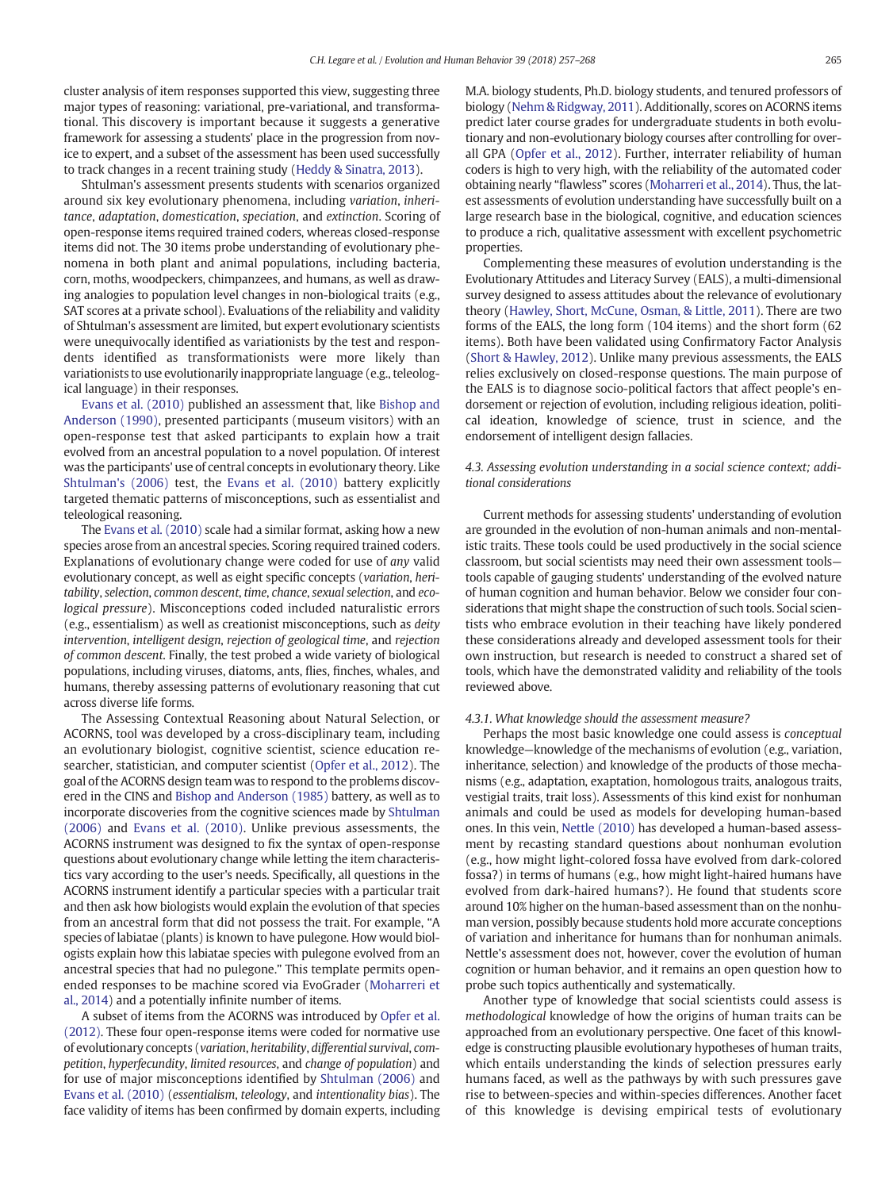cluster analysis of item responses supported this view, suggesting three major types of reasoning: variational, pre-variational, and transformational. This discovery is important because it suggests a generative framework for assessing a students' place in the progression from novice to expert, and a subset of the assessment has been used successfully to track changes in a recent training study (Heddy & Sinatra, 2013).

Shtulman's assessment presents students with scenarios organized around six key evolutionary phenomena, including *variation*, *inheritance*, *adaptation*, *domestication*, *speciation*, and *extinction*. Scoring of open-response items required trained coders, whereas closed-response items did not. The 30 items probe understanding of evolutionary phenomena in both plant and animal populations, including bacteria, corn, moths, woodpeckers, chimpanzees, and humans, as well as drawing analogies to population level changes in non-biological traits (e.g., SAT scores at a private school). Evaluations of the reliability and validity of Shtulman's assessment are limited, but expert evolutionary scientists were unequivocally identified as variationists by the test and respondents identified as transformationists were more likely than variationists to use evolutionarily inappropriate language (e.g., teleological language) in their responses.

Evans et al. (2010) published an assessment that, like Bishop and Anderson (1990), presented participants (museum visitors) with an open-response test that asked participants to explain how a trait evolved from an ancestral population to a novel population. Of interest was the participants' use of central concepts in evolutionary theory. Like Shtulman's (2006) test, the Evans et al. (2010) battery explicitly targeted thematic patterns of misconceptions, such as essentialist and teleological reasoning.

The Evans et al. (2010) scale had a similar format, asking how a new species arose from an ancestral species. Scoring required trained coders. Explanations of evolutionary change were coded for use of *any* valid evolutionary concept, as well as eight specific concepts (*variation*, *heritability*, *selection*, *common descent*, *time*, *chance*, *sexual selection*, and *ecological pressure*). Misconceptions coded included naturalistic errors (e.g., essentialism) as well as creationist misconceptions, such as *deity intervention*, *intelligent design*, *rejection of geological time*, and *rejection of common descent*. Finally, the test probed a wide variety of biological populations, including viruses, diatoms, ants, flies, finches, whales, and humans, thereby assessing patterns of evolutionary reasoning that cut across diverse life forms.

The Assessing Contextual Reasoning about Natural Selection, or ACORNS, tool was developed by a cross-disciplinary team, including an evolutionary biologist, cognitive scientist, science education researcher, statistician, and computer scientist (Opfer et al., 2012). The goal of the ACORNS design team was to respond to the problems discovered in the CINS and Bishop and Anderson (1985) battery, as well as to incorporate discoveries from the cognitive sciences made by Shtulman (2006) and Evans et al. (2010). Unlike previous assessments, the ACORNS instrument was designed to fix the syntax of open-response questions about evolutionary change while letting the item characteristics vary according to the user's needs. Specifically, all questions in the ACORNS instrument identify a particular species with a particular trait and then ask how biologists would explain the evolution of that species from an ancestral form that did not possess the trait. For example, "A species of labiatae (plants) is known to have pulegone. How would biologists explain how this labiatae species with pulegone evolved from an ancestral species that had no pulegone." This template permits open-ended responses to be machine scored via EvoGrader (Moharreri et al., 2014) and a potentially infinite number of items.

A subset of items from the ACORNS was introduced by Opfer et al. (2012). These four open-response items were coded for normative use of evolutionary concepts (*variation*, *heritability*, *differential survival*, *competition*, *hyperfecundity*, *limited resources*, and *change of population*) and for use of major misconceptions identified by Shtulman (2006) and Evans et al. (2010) (*essentialism*, *teleology*, and *intentionality bias*). The face validity of items has been confirmed by domain experts, including M.A. biology students, Ph.D. biology students, and tenured professors of biology (Nehm & Ridgway, 2011). Additionally, scores on ACORNS items predict later course grades for undergraduate students in both evolutionary and non-evolutionary biology courses after controlling for overall GPA (Opfer et al., 2012). Further, interrater reliability of human coders is high to very high, with the reliability of the automated coder obtaining nearly "flawless" scores (Moharreri et al., 2014). Thus, the latest assessments of evolution understanding have successfully built on a large research base in the biological, cognitive, and education sciences to produce a rich, qualitative assessment with excellent psychometric properties.

Complementing these measures of evolution understanding is the Evolutionary Attitudes and Literacy Survey (EALS), a multi-dimensional survey designed to assess attitudes about the relevance of evolutionary theory (Hawley, Short, McCune, Osman, & Little, 2011). There are two forms of the EALS, the long form (104 items) and the short form (62 items). Both have been validated using Confirmatory Factor Analysis (Short & Hawley, 2012). Unlike many previous assessments, the EALS relies exclusively on closed-response questions. The main purpose of the EALS is to diagnose socio-political factors that affect people's endorsement or rejection of evolution, including religious ideation, political ideation, knowledge of science, trust in science, and the endorsement of intelligent design fallacies.

### 4.3. Assessing evolution understanding in a social science context; additional considerations

Current methods for assessing students' understanding of evolution are grounded in the evolution of non-human animals and non-mentalistic traits. These tools could be used productively in the social science classroom, but social scientists may need their own assessment tools—tools capable of gauging students' understanding of the evolved nature of human cognition and human behavior. Below we consider four considerations that might shape the construction of such tools. Social scientists who embrace evolution in their teaching have likely pondered these considerations already and developed assessment tools for their own instruction, but research is needed to construct a shared set of tools, which have the demonstrated validity and reliability of the tools reviewed above.

#### 4.3.1. What knowledge should the assessment measure?

Perhaps the most basic knowledge one could assess is *conceptual* knowledge—knowledge of the mechanisms of evolution (e.g., variation, inheritance, selection) and knowledge of the products of those mechanisms (e.g., adaptation, exaptation, homologous traits, analogous traits, vestigial traits, trait loss). Assessments of this kind exist for nonhuman animals and could be used as models for developing human-based ones. In this vein, Nettle (2010) has developed a human-based assessment by recasting standard questions about nonhuman evolution (e.g., how might light-colored fossa have evolved from dark-colored fossa?) in terms of humans (e.g., how might light-haired humans have evolved from dark-haired humans?). He found that students score around 10% higher on the human-based assessment than on the nonhuman version, possibly because students hold more accurate conceptions of variation and inheritance for humans than for nonhuman animals. Nettle's assessment does not, however, cover the evolution of human cognition or human behavior, and it remains an open question how to probe such topics authentically and systematically.

Another type of knowledge that social scientists could assess is *methodological* knowledge of how the origins of human traits can be approached from an evolutionary perspective. One facet of this knowledge is constructing plausible evolutionary hypotheses of human traits, which entails understanding the kinds of selection pressures early humans faced, as well as the pathways by with such pressures gave rise to between-species and within-species differences. Another facet of this knowledge is devising empirical tests of evolutionary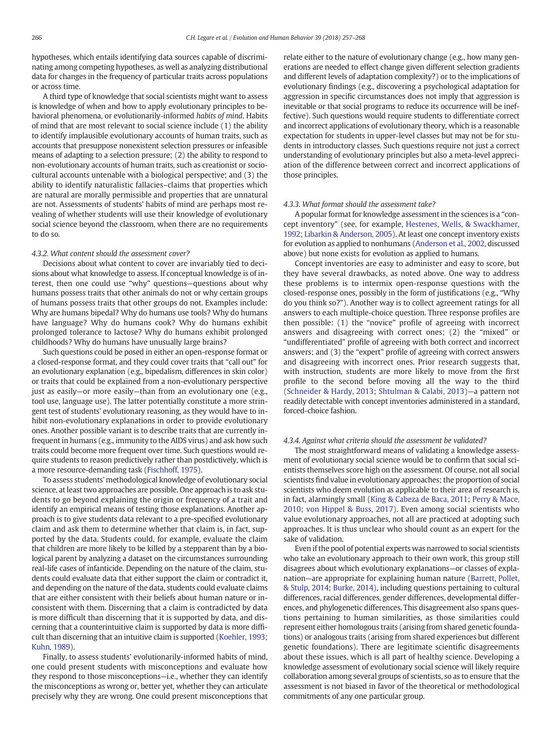hypotheses, which entails identifying data sources capable of discriminating among competing hypotheses, as well as analyzing distributional data for changes in the frequency of particular traits across populations or across time.

A third type of knowledge that social scientists might want to assess is knowledge of when and how to apply evolutionary principles to behavioral phenomena, or evolutionarily-informed *habits of mind*. Habits of mind that are most relevant to social science include (1) the ability to identify implausible evolutionary accounts of human traits, such as accounts that presuppose nonexistent selection pressures or infeasible means of adapting to a selection pressure; (2) the ability to respond to non-evolutionary accounts of human traits, such as creationist or sociocultural accounts untenable with a biological perspective; and (3) the ability to identify naturalistic fallacies–claims that properties which are natural are morally permissible and properties that are unnatural are not. Assessments of students' habits of mind are perhaps most revealing of whether students will use their knowledge of evolutionary social science beyond the classroom, when there are no requirements to do so.

#### 4.3.2. What content should the assessment cover?

Decisions about what content to cover are invariably tied to decisions about what knowledge to assess. If conceptual knowledge is of interest, then one could use "why" questions—questions about why humans possess traits that other animals do not or why certain groups of humans possess traits that other groups do not. Examples include: Why are humans bipedal? Why do humans use tools? Why do humans have language? Why do humans cook? Why do humans exhibit prolonged tolerance to lactose? Why do humans exhibit prolonged childhoods? Why do humans have unusually large brains?

Such questions could be posed in either an open-response format or a closed-response format, and they could cover traits that "call out" for an evolutionary explanation (e.g., bipedalism, differences in skin color) or traits that could be explained from a non-evolutionary perspective just as easily—or more easily—than from an evolutionary one (e.g., tool use, language use). The latter potentially constitute a more stringent test of students' evolutionary reasoning, as they would have to inhibit non-evolutionary explanations in order to provide evolutionary ones. Another possible variant is to describe traits that are currently infrequent in humans (e.g., immunity to the AIDS virus) and ask how such traits could become more frequent over time. Such questions would require students to reason predictively rather than postdictively, which is a more resource-demanding task (Fischhoff, 1975).

To assess students' methodological knowledge of evolutionary social science, at least two approaches are possible. One approach is to ask students to go beyond explaining the origin or frequency of a trait and identify an empirical means of testing those explanations. Another approach is to give students data relevant to a pre-specified evolutionary claim and ask them to determine whether that claim is, in fact, supported by the data. Students could, for example, evaluate the claim that children are more likely to be killed by a stepparent than by a biological parent by analyzing a dataset on the circumstances surrounding real-life cases of infanticide. Depending on the nature of the claim, students could evaluate data that either support the claim or contradict it, and depending on the nature of the data, students could evaluate claims that are either consistent with their beliefs about human nature or inconsistent with them. Discerning that a claim is contradicted by data is more difficult than discerning that it is supported by data, and discerning that a counterintuitive claim is supported by data is more difficult than discerning that an intuitive claim is supported (Koehler, 1993; Kuhn, 1989).

Finally, to assess students' evolutionarily-informed habits of mind, one could present students with misconceptions and evaluate how they respond to those misconceptions—i.e., whether they can identify the misconceptions as wrong or, better yet, whether they can articulate precisely why they are wrong. One could present misconceptions that relate either to the nature of evolutionary change (e.g., how many generations are needed to effect change given different selection gradients and different levels of adaptation complexity?) or to the implications of evolutionary findings (e.g., discovering a psychological adaptation for aggression in specific circumstances does not imply that aggression is inevitable or that social programs to reduce its occurrence will be ineffective). Such questions would require students to differentiate correct and incorrect applications of evolutionary theory, which is a reasonable expectation for students in upper-level classes but may not be for students in introductory classes. Such questions require not just a correct understanding of evolutionary principles but also a meta-level appreciation of the difference between correct and incorrect applications of those principles.

#### 4.3.3. What format should the assessment take?

A popular format for knowledge assessment in the sciences is a "concept inventory" (see, for example, Hestenes, Wells, & Swackhamer, 1992; Libarkin & Anderson, 2005). At least one concept inventory exists for evolution as applied to nonhumans (Anderson et al., 2002, discussed above) but none exists for evolution as applied to humans.

Concept inventories are easy to administer and easy to score, but they have several drawbacks, as noted above. One way to address these problems is to intermix open-response questions with the closed-response ones, possibly in the form of justifications (e.g., "Why do you think so?"). Another way is to collect agreement ratings for all answers to each multiple-choice question. Three response profiles are then possible: (1) the "novice" profile of agreeing with incorrect answers and disagreeing with correct ones; (2) the "mixed" or "undifferentiated" profile of agreeing with both correct and incorrect answers; and (3) the "expert" profile of agreeing with correct answers and disagreeing with incorrect ones. Prior research suggests that, with instruction, students are more likely to move from the first profile to the second before moving all the way to the third (Schneider & Hardy, 2013; Shtulman & Calabi, 2013)—a pattern not readily detectable with concept inventories administered in a standard, forced-choice fashion.

#### 4.3.4. Against what criteria should the assessment be validated?

The most straightforward means of validating a knowledge assessment of evolutionary social science would be to confirm that social scientists themselves score high on the assessment. Of course, not all social scientists find value in evolutionary approaches; the proportion of social scientists who deem evolution as applicable to their area of research is, in fact, alarmingly small (King & Cabeza de Baca, 2011; Perry & Mace, 2010; von Hippel & Buss, 2017). Even among social scientists who value evolutionary approaches, not all are practiced at adopting such approaches. It is thus unclear who should count as an expert for the sake of validation.

Even if the pool of potential experts was narrowed to social scientists who take an evolutionary approach to their own work, this group still disagrees about which evolutionary explanations—or classes of explanation—are appropriate for explaining human nature (Barrett, Pollet, & Stulp, 2014; Burke, 2014), including questions pertaining to cultural differences, racial differences, gender differences, developmental differences, and phylogenetic differences. This disagreement also spans questions pertaining to human similarities, as those similarities could represent either homologous traits (arising from shared genetic foundations) or analogous traits (arising from shared experiences but different genetic foundations). There are legitimate scientific disagreements about these issues, which is all part of healthy science. Developing a knowledge assessment of evolutionary social science will likely require collaboration among several groups of scientists, so as to ensure that the assessment is not biased in favor of the theoretical or methodological commitments of any one particular group.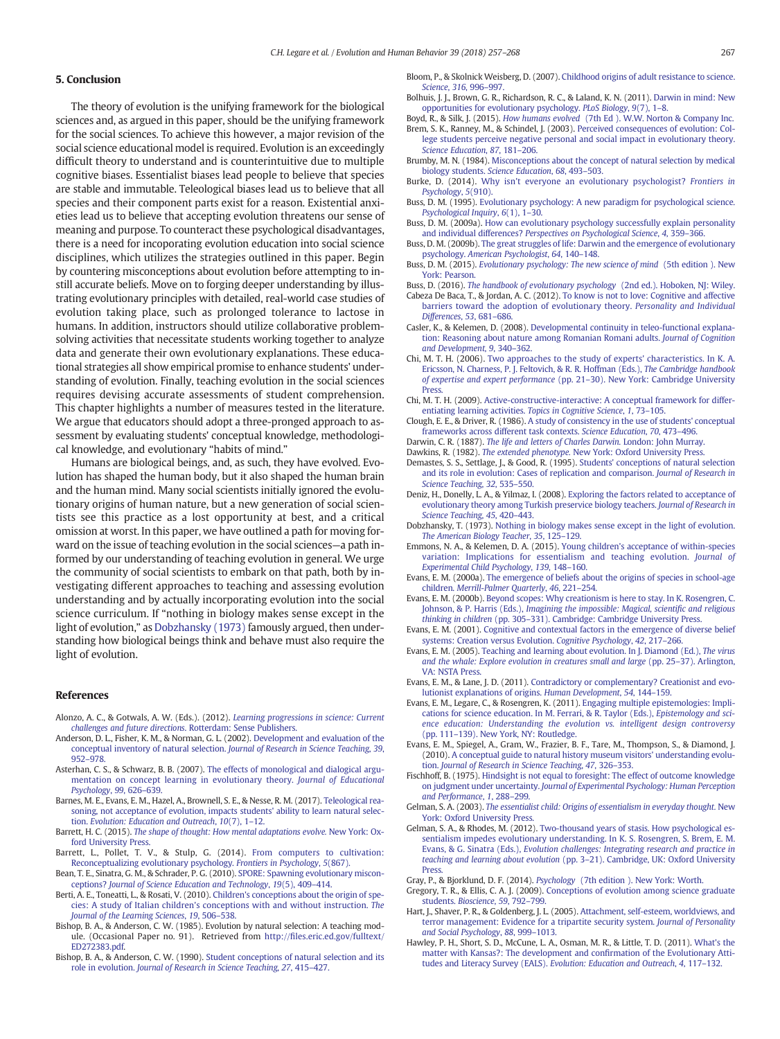## 5. Conclusion

The theory of evolution is the unifying framework for the biological sciences and, as argued in this paper, should be the unifying framework for the social sciences. To achieve this however, a major revision of the social science educational model is required. Evolution is an exceedingly difficult theory to understand and is counterintuitive due to multiple cognitive biases. Essentialist biases lead people to believe that species are stable and immutable. Teleological biases lead us to believe that all species and their component parts exist for a reason. Existential anxieties lead us to believe that accepting evolution threatens our sense of meaning and purpose. To counteract these psychological disadvantages, there is a need for incoporating evolution education into social science disciplines, which utilizes the strategies outlined in this paper. Begin by countering misconceptions about evolution before attempting to instill accurate beliefs. Move on to forging deeper understanding by illustrating evolutionary principles with detailed, real-world case studies of evolution taking place, such as prolonged tolerance to lactose in humans. In addition, instructors should utilize collaborative problem-solving activities that necessitate students working together to analyze data and generate their own evolutionary explanations. These educational strategies all show empirical promise to enhance students' understanding of evolution. Finally, teaching evolution in the social sciences requires devising accurate assessments of student comprehension. This chapter highlights a number of measures tested in the literature. We argue that educators should adopt a three-pronged approach to assessment by evaluating students' conceptual knowledge, methodological knowledge, and evolutionary "habits of mind."

Humans are biological beings, and, as such, they have evolved. Evolution has shaped the human body, but it also shaped the human brain and the human mind. Many social scientists initially ignored the evolutionary origins of human nature, but a new generation of social scientists see this practice as a lost opportunity at best, and a critical omission at worst. In this paper, we have outlined a path for moving forward on the issue of teaching evolution in the social sciences—a path informed by our understanding of teaching evolution in general. We urge the community of social scientists to embark on that path, both by investigating different approaches to teaching and assessing evolution understanding and by actually incorporating evolution into the social science curriculum. If "nothing in biology makes sense except in the light of evolution," as Dobzhansky (1973) famously argued, then understanding how biological beings think and behave must also require the light of evolution.

## References

Alonzo, A. C., & Gotwals, A. W. (Eds.). (2012). *Learning progressions in science: Current challenges and future directions*. Rotterdam: Sense Publishers.

Anderson, D. L., Fisher, K. M., & Norman, G. L. (2002). Development and evaluation of the conceptual inventory of natural selection. *Journal of Research in Science Teaching*, *39*, 952–978.

Asterhan, C. S., & Schwarz, B. B. (2007). The effects of monological and dialogical argumentation on concept learning in evolutionary theory. *Journal of Educational Psychology*, *99*, 626–639.

Barnes, M. E., Evans, E. M., Hazel, A., Brownell, S. E., & Nesse, R. M. (2017). Teleological reasoning, not acceptance of evolution, impacts students' ability to learn natural selection. *Evolution: Education and Outreach*, *10*(7), 1–12.

Barrett, H. C. (2015). *The shape of thought: How mental adaptations evolve*. New York: Oxford University Press.

Barrett, L., Pollet, T. V., & Stulp, G. (2014). From computers to cultivation: Reconceptualizing evolutionary psychology. *Frontiers in Psychology*, *5*(867).

Bean, T. E., Sinatra, G. M., & Schrader, P. G. (2010). SPORE: Spawning evolutionary misconceptions? *Journal of Science Education and Technology*, *19*(5), 409–414.

Berti, A. E., Toneatti, L., & Rosati, V. (2010). Children's conceptions about the origin of species: A study of Italian children's conceptions with and without instruction. *The Journal of the Learning Sciences*, *19*, 506–538.

Bishop, B. A., & Anderson, C. W. (1985). Evolution by natural selection: A teaching module. (Occasional Paper no. 91). Retrieved from http://files.eric.ed.gov/fulltext/ED272383.pdf.

Bishop, B. A., & Anderson, C. W. (1990). Student conceptions of natural selection and its role in evolution. *Journal of Research in Science Teaching*, *27*, 415–427.

Bloom, P., & Skolnick Weisberg, D. (2007). Childhood origins of adult resistance to science. *Science*, *316*, 996–997.

Bolhuis, J. J., Brown, G. R., Richardson, R. C., & Laland, K. N. (2011). Darwin in mind: New opportunities for evolutionary psychology. *PLoS Biology*, *9*(7), 1–8.

Boyd, R., & Silk, J. (2015). *How humans evolved* (7th Ed ). W.W. Norton & Company Inc.

Brem, S. K., Ranney, M., & Schindel, J. (2003). Perceived consequences of evolution: College students perceive negative personal and social impact in evolutionary theory. *Science Education*, *87*, 181–206.

Brumby, M. N. (1984). Misconceptions about the concept of natural selection by medical biology students. *Science Education*, *68*, 493–503.

Burke, D. (2014). Why isn't everyone an evolutionary psychologist? *Frontiers in Psychology*, *5*(910).

Buss, D. M. (1995). Evolutionary psychology: A new paradigm for psychological science. *Psychological Inquiry*, *6*(1), 1–30.

Buss, D. M. (2009a). How can evolutionary psychology successfully explain personality and individual differences? *Perspectives on Psychological Science*, *4*, 359–366.

Buss, D. M. (2009b). The great struggles of life: Darwin and the emergence of evolutionary psychology. *American Psychologist*, *64*, 140–148.

Buss, D. M. (2015). *Evolutionary psychology: The new science of mind* (5th edition ). New York: Pearson.

Buss, D. (2016). *The handbook of evolutionary psychology* (2nd ed.). Hoboken, NJ: Wiley.

Cabeza De Baca, T., & Jordan, A. C. (2012). To know is not to love: Cognitive and affective barriers toward the adoption of evolutionary theory. *Personality and Individual Differences*, *53*, 681–686.

Casler, K., & Kelemen, D. (2008). Developmental continuity in teleo-functional explanation: Reasoning about nature among Romanian Romani adults. *Journal of Cognition and Development*, *9*, 340–362.

Chi, M. T. H. (2006). Two approaches to the study of experts' characteristics. In K. A. Ericsson, N. Charness, P. J. Feltovich, & R. R. Hoffman (Eds.), *The Cambridge handbook of expertise and expert performance* (pp. 21–30). New York: Cambridge University Press.

Chi, M. T. H. (2009). Active-constructive-interactive: A conceptual framework for differentiating learning activities. *Topics in Cognitive Science*, *1*, 73–105.

Clough, E. E., & Driver, R. (1986). A study of consistency in the use of students' conceptual frameworks across different task contexts. *Science Education*, *70*, 473–496.

Darwin, C. R. (1887). *The life and letters of Charles Darwin*. London: John Murray.

Dawkins, R. (1982). *The extended phenotype*. New York: Oxford University Press.

Demastes, S. S., Settlage, J., & Good, R. (1995). Students' conceptions of natural selection and its role in evolution: Cases of replication and comparison. *Journal of Research in Science Teaching*, *32*, 535–550.

Deniz, H., Donelly, L. A., & Yilmaz, I. (2008). Exploring the factors related to acceptance of evolutionary theory among Turkish preservice biology teachers. *Journal of Research in Science Teaching*, *45*, 420–443.

Dobzhansky, T. (1973). Nothing in biology makes sense except in the light of evolution. *The American Biology Teacher*, *35*, 125–129.

Emmons, N. A., & Kelemen, D. A. (2015). Young children's acceptance of within-species variation: Implications for essentialism and teaching evolution. *Journal of Experimental Child Psychology*, *139*, 148–160.

Evans, E. M. (2000a). The emergence of beliefs about the origins of species in school-age children. *Merrill-Palmer Quarterly*, *46*, 221–254.

Evans, E. M. (2000b). Beyond scopes: Why creationism is here to stay. In K. Rosengren, C. Johnson, & P. Harris (Eds.), *Imagining the impossible: Magical, scientific and religious thinking in children* (pp. 305–331). Cambridge: Cambridge University Press.

Evans, E. M. (2001). Cognitive and contextual factors in the emergence of diverse belief systems: Creation versus Evolution. *Cognitive Psychology*, *42*, 217–266.

Evans, E. M. (2005). Teaching and learning about evolution. In J. Diamond (Ed.), *The virus and the whale: Explore evolution in creatures small and large* (pp. 25–37). Arlington, VA: NSTA Press.

Evans, E. M., & Lane, J. D. (2011). Contradictory or complementary? Creationist and evolutionist explanations of origins. *Human Development*, *54*, 144–159.

Evans, E. M., Legare, C., & Rosengren, K. (2011). Engaging multiple epistemologies: Implications for science education. In M. Ferrari, & R. Taylor (Eds.), *Epistemology and science education: Understanding the evolution vs. intelligent design controversy* (pp. 111–139). New York, NY: Routledge.

Evans, E. M., Spiegel, A., Gram, W., Frazier, B. F., Tare, M., Thompson, S., & Diamond, J. (2010). A conceptual guide to natural history museum visitors' understanding evolution. *Journal of Research in Science Teaching*, *47*, 326–353.

Fischhoff, B. (1975). Hindsight is not equal to foresight: The effect of outcome knowledge on judgment under uncertainty. *Journal of Experimental Psychology: Human Perception and Performance*, *1*, 288–299.

Gelman, S. A. (2003). *The essentialist child: Origins of essentialism in everyday thought*. New York: Oxford University Press.

Gelman, S. A., & Rhodes, M. (2012). Two-thousand years of stasis. How psychological essentialism impedes evolutionary understanding. In K. S. Rosengren, S. Brem, E. M. Evans, & G. Sinatra (Eds.), *Evolution challenges: Integrating research and practice in teaching and learning about evolution* (pp. 3–21). Cambridge, UK: Oxford University Press.

Gray, P., & Bjorklund, D. F. (2014). *Psychology* (7th edition ). New York: Worth.

Gregory, T. R., & Ellis, C. A. J. (2009). Conceptions of evolution among science graduate students. *Bioscience*, *59*, 792–799.

Hart, J., Shaver, P. R., & Goldenberg, J. L. (2005). Attachment, self-esteem, worldviews, and terror management: Evidence for a tripartite security system. *Journal of Personality and Social Psychology*, *88*, 999–1013.

Hawley, P. H., Short, S. D., McCune, L. A., Osman, M. R., & Little, T. D. (2011). What's the matter with Kansas?: The development and confirmation of the Evolutionary Attitudes and Literacy Survey (EALS). *Evolution: Education and Outreach*, *4*, 117–132.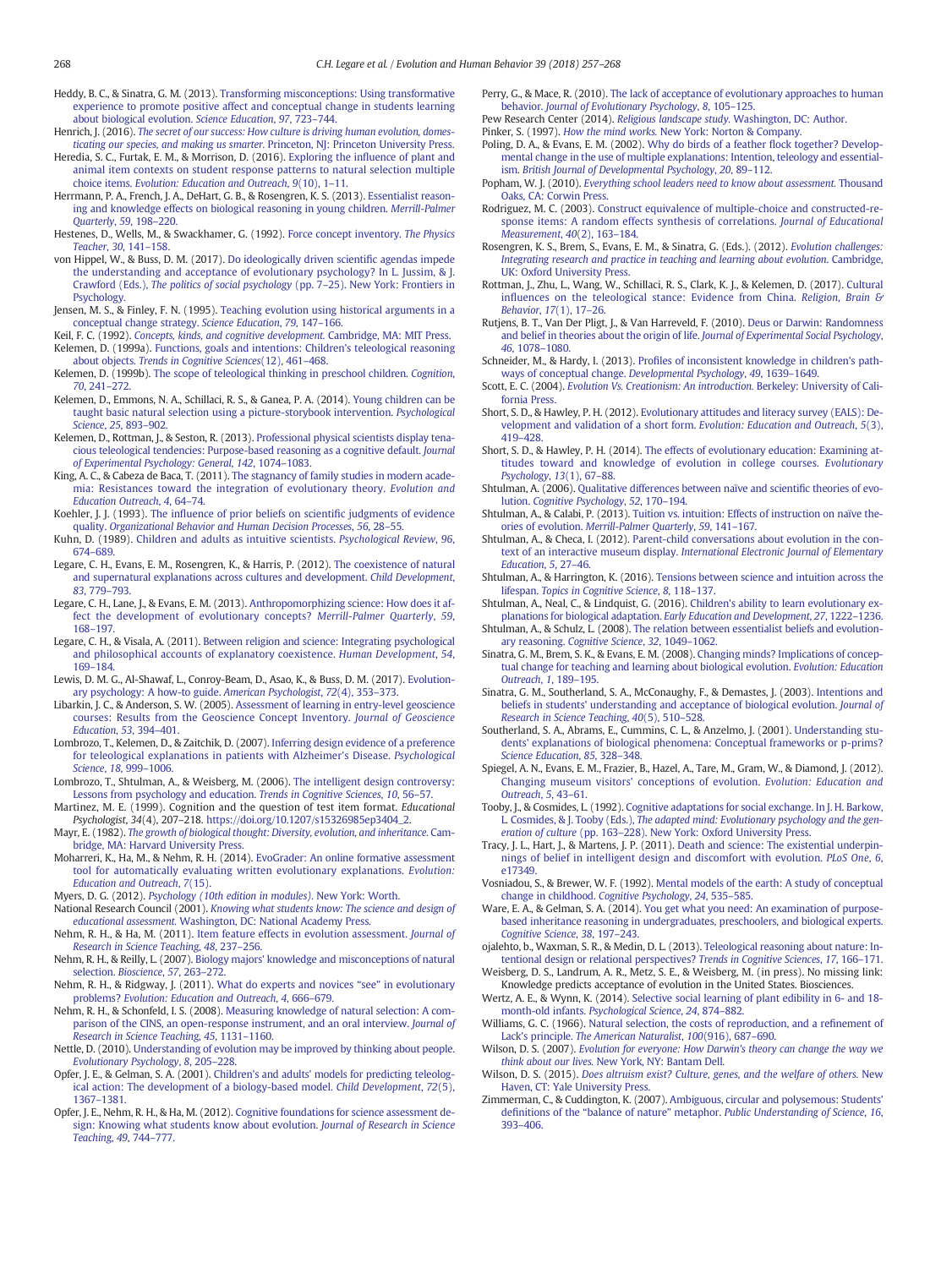Heddy, B. C., & Sinatra, G. M. (2013). Transforming misconceptions: Using transformative experience to promote positive affect and conceptual change in students learning about biological evolution. *Science Education*, *97*, 723–744.

Henrich, J. (2016). *The secret of our success: How culture is driving human evolution, domesticating our species, and making us smarter.* Princeton, NJ: Princeton University Press.

Heredia, S. C., Furtak, E. M., & Morrison, D. (2016). Exploring the influence of plant and animal item contexts on student response patterns to natural selection multiple choice items. *Evolution: Education and Outreach*, *9*(10), 1–11.

Herrmann, P. A., French, J. A., DeHart, G. B., & Rosengren, K. S. (2013). Essentialist reasoning and knowledge effects on biological reasoning in young children. *Merrill-Palmer Quarterly*, *59*, 198–220.

Hestenes, D., Wells, M., & Swackhamer, G. (1992). Force concept inventory. *The Physics Teacher*, *30*, 141–158.

von Hippel, W., & Buss, D. M. (2017). Do ideologically driven scientific agendas impede the understanding and acceptance of evolutionary psychology? In L. Jussim, & J. Crawford (Eds.), *The politics of social psychology* (pp. 7–25). New York: Frontiers in Psychology.

Jensen, M. S., & Finley, F. N. (1995). Teaching evolution using historical arguments in a conceptual change strategy. *Science Education*, *79*, 147–166.

Keil, F. C. (1992). *Concepts, kinds, and cognitive development.* Cambridge, MA: MIT Press.

Kelemen, D. (1999a). Functions, goals and intentions: Children's teleological reasoning about objects. *Trends in Cognitive Sciences*(12), 461–468.

Kelemen, D. (1999b). The scope of teleological thinking in preschool children. *Cognition*, *70*, 241–272.

Kelemen, D., Emmons, N. A., Schillaci, R. S., & Ganea, P. A. (2014). Young children can be taught basic natural selection using a picture-storybook intervention. *Psychological Science*, *25*, 893–902.

Kelemen, D., Rottman, J., & Seston, R. (2013). Professional physical scientists display tenacious teleological tendencies: Purpose-based reasoning as a cognitive default. *Journal of Experimental Psychology: General*, *142*, 1074–1083.

King, A. C., & Cabeza de Baca, T. (2011). The stagnancy of family studies in modern academia: Resistances toward the integration of evolutionary theory. *Evolution and Education Outreach*, *4*, 64–74.

Koehler, J. J. (1993). The influence of prior beliefs on scientific judgments of evidence quality. *Organizational Behavior and Human Decision Processes*, *56*, 28–55.

Kuhn, D. (1989). Children and adults as intuitive scientists. *Psychological Review*, *96*, 674–689.

Legare, C. H., Evans, E. M., Rosengren, K., & Harris, P. (2012). The coexistence of natural and supernatural explanations across cultures and development. *Child Development*, *83*, 779–793.

Legare, C. H., Lane, J., & Evans, E. M. (2013). Anthropomorphizing science: How does it affect the development of evolutionary concepts? *Merrill-Palmer Quarterly*, *59*, 168–197.

Legare, C. H., & Visala, A. (2011). Between religion and science: Integrating psychological and philosophical accounts of explanatory coexistence. *Human Development*, *54*, 169–184.

Lewis, D. M. G., Al-Shawaf, L., Conroy-Beam, D., Asao, K., & Buss, D. M. (2017). Evolutionary psychology: A how-to guide. *American Psychologist*, *72*(4), 353–373.

Libarkin, J. C., & Anderson, S. W. (2005). Assessment of learning in entry-level geoscience courses: Results from the Geoscience Concept Inventory. *Journal of Geoscience Education*, *53*, 394–401.

Lombrozo, T., Kelemen, D., & Zaitchik, D. (2007). Inferring design evidence of a preference for teleological explanations in patients with Alzheimer's Disease. *Psychological Science*, *18*, 999–1006.

Lombrozo, T., Shtulman, A., & Weisberg, M. (2006). The intelligent design controversy: Lessons from psychology and education. *Trends in Cognitive Sciences*, *10*, 56–57.

Martinez, M. E. (1999). Cognition and the question of test item format. *Educational Psychologist*, *34*(4), 207–218. https://doi.org/10.1207/s15326985ep3404_2.

Mayr, E. (1982). *The growth of biological thought: Diversity, evolution, and inheritance.* Cambridge, MA: Harvard University Press.

Moharreri, K., Ha, M., & Nehm, R. H. (2014). EvoGrader: An online formative assessment tool for automatically evaluating written evolutionary explanations. *Evolution: Education and Outreach*, *7*(15).

Myers, D. G. (2012). *Psychology (10th edition in modules).* New York: Worth.

National Research Council (2001). *Knowing what students know: The science and design of educational assessment.* Washington, DC: National Academy Press.

Nehm, R. H., & Ha, M. (2011). Item feature effects in evolution assessment. *Journal of Research in Science Teaching*, *48*, 237–256.

Nehm, R. H., & Reilly, L. (2007). Biology majors' knowledge and misconceptions of natural selection. *Bioscience*, *57*, 263–272.

Nehm, R. H., & Ridgway, J. (2011). What do experts and novices "see" in evolutionary problems? *Evolution: Education and Outreach*, *4*, 666–679.

Nehm, R. H., & Schonfeld, I. S. (2008). Measuring knowledge of natural selection: A comparison of the CINS, an open-response instrument, and an oral interview. *Journal of Research in Science Teaching*, *45*, 1131–1160.

Nettle, D. (2010). Understanding of evolution may be improved by thinking about people. *Evolutionary Psychology*, *8*, 205–228.

Opfer, J. E., & Gelman, S. A. (2001). Children's and adults' models for predicting teleological action: The development of a biology-based model. *Child Development*, *72*(5), 1367–1381.

Opfer, J. E., Nehm, R. H., & Ha, M. (2012). Cognitive foundations for science assessment design: Knowing what students know about evolution. *Journal of Research in Science Teaching*, *49*, 744–777.

Perry, G., & Mace, R. (2010). The lack of acceptance of evolutionary approaches to human behavior. *Journal of Evolutionary Psychology*, *8*, 105–125.

Pew Research Center (2014). *Religious landscape study.* Washington, DC: Author.

Pinker, S. (1997). *How the mind works.* New York: Norton & Company.

Poling, D. A., & Evans, E. M. (2002). Why do birds of a feather flock together? Developmental change in the use of multiple explanations: Intention, teleology and essentialism. *British Journal of Developmental Psychology*, *20*, 89–112.

Popham, W. J. (2010). *Everything school leaders need to know about assessment.* Thousand Oaks, CA: Corwin Press.

Rodriguez, M. C. (2003). Construct equivalence of multiple-choice and constructed-response items: A random effects synthesis of correlations. *Journal of Educational Measurement*, *40*(2), 163–184.

Rosengren, K. S., Brem, S., Evans, E. M., & Sinatra, G. (Eds.). (2012). *Evolution challenges: Integrating research and practice in teaching and learning about evolution.* Cambridge, UK: Oxford University Press.

Rottman, J., Zhu, L., Wang, W., Schillaci, R. S., Clark, K. J., & Kelemen, D. (2017). Cultural influences on the teleological stance: Evidence from China. *Religion, Brain & Behavior*, *17*(1), 17–26.

Rutjens, B. T., Van Der Pligt, J., & Van Harreveld, F. (2010). Deus or Darwin: Randomness and belief in theories about the origin of life. *Journal of Experimental Social Psychology*, *46*, 1078–1080.

Schneider, M., & Hardy, I. (2013). Profiles of inconsistent knowledge in children's pathways of conceptual change. *Developmental Psychology*, *49*, 1639–1649.

Scott, E. C. (2004). *Evolution Vs. Creationism: An introduction.* Berkeley: University of California Press.

Short, S. D., & Hawley, P. H. (2012). Evolutionary attitudes and literacy survey (EALS): Development and validation of a short form. *Evolution: Education and Outreach*, *5*(3), 419–428.

Short, S. D., & Hawley, P. H. (2014). The effects of evolutionary education: Examining attitudes toward and knowledge of evolution in college courses. *Evolutionary Psychology*, *13*(1), 67–88.

Shtulman, A. (2006). Qualitative differences between naïve and scientific theories of evolution. *Cognitive Psychology*, *52*, 170–194.

Shtulman, A., & Calabi, P. (2013). Tuition vs. intuition: Effects of instruction on naïve theories of evolution. *Merrill-Palmer Quarterly*, *59*, 141–167.

Shtulman, A., & Checa, I. (2012). Parent-child conversations about evolution in the context of an interactive museum display. *International Electronic Journal of Elementary Education*, *5*, 27–46.

Shtulman, A., & Harrington, K. (2016). Tensions between science and intuition across the lifespan. *Topics in Cognitive Science*, *8*, 118–137.

Shtulman, A., Neal, C., & Lindquist, G. (2016). Children's ability to learn evolutionary explanations for biological adaptation. *Early Education and Development*, *27*, 1222–1236.

Shtulman, A., & Schulz, L. (2008). The relation between essentialist beliefs and evolutionary reasoning. *Cognitive Science*, *32*, 1049–1062.

Sinatra, G. M., Brem, S. K., & Evans, E. M. (2008). Changing minds? Implications of conceptual change for teaching and learning about biological evolution. *Evolution: Education Outreach*, *1*, 189–195.

Sinatra, G. M., Southerland, S. A., McConaughy, F., & Demastes, J. (2003). Intentions and beliefs in students' understanding and acceptance of biological evolution. *Journal of Research in Science Teaching*, *40*(5), 510–528.

Southerland, S. A., Abrams, E., Cummins, C. L., & Anzelmo, J. (2001). Understanding students' explanations of biological phenomena: Conceptual frameworks or p-prims? *Science Education*, *85*, 328–348.

Spiegel, A. N., Evans, E. M., Frazier, B., Hazel, A., Tare, M., Gram, W., & Diamond, J. (2012). Changing museum visitors' conceptions of evolution. *Evolution: Education and Outreach*, *5*, 43–61.

Tooby, J., & Cosmides, L. (1992). Cognitive adaptations for social exchange. In J. H. Barkow, L. Cosmides, & J. Tooby (Eds.), *The adapted mind: Evolutionary psychology and the generation of culture* (pp. 163–228). New York: Oxford University Press.

Tracy, J. L., Hart, J., & Martens, J. P. (2011). Death and science: The existential underpinnings of belief in intelligent design and discomfort with evolution. *PLoS One*, *6*, e17349.

Vosniadou, S., & Brewer, W. F. (1992). Mental models of the earth: A study of conceptual change in childhood. *Cognitive Psychology*, *24*, 535–585.

Ware, E. A., & Gelman, S. A. (2014). You get what you need: An examination of purpose-based inheritance reasoning in undergraduates, preschoolers, and biological experts. *Cognitive Science*, *38*, 197–243.

ojalehto, b., Waxman, S. R., & Medin, D. L. (2013). Teleological reasoning about nature: Intentional design or relational perspectives? *Trends in Cognitive Sciences*, *17*, 166–171.

Weisberg, D. S., Landrum, A. R., Metz, S. E., & Weisberg, M. (in press). No missing link: Knowledge predicts acceptance of evolution in the United States. Biosciences.

Wertz, A. E., & Wynn, K. (2014). Selective social learning of plant edibility in 6- and 18-month-old infants. *Psychological Science*, *24*, 874–882.

Williams, G. C. (1966). Natural selection, the costs of reproduction, and a refinement of Lack's principle. *The American Naturalist*, *100*(916), 687–690.

Wilson, D. S. (2007). *Evolution for everyone: How Darwin's theory can change the way we think about our lives.* New York, NY: Bantam Dell.

Wilson, D. S. (2015). *Does altruism exist? Culture, genes, and the welfare of others.* New Haven, CT: Yale University Press.

Zimmerman, C., & Cuddington, K. (2007). Ambiguous, circular and polysemous: Students' definitions of the "balance of nature" metaphor. *Public Understanding of Science*, *16*, 393–406.